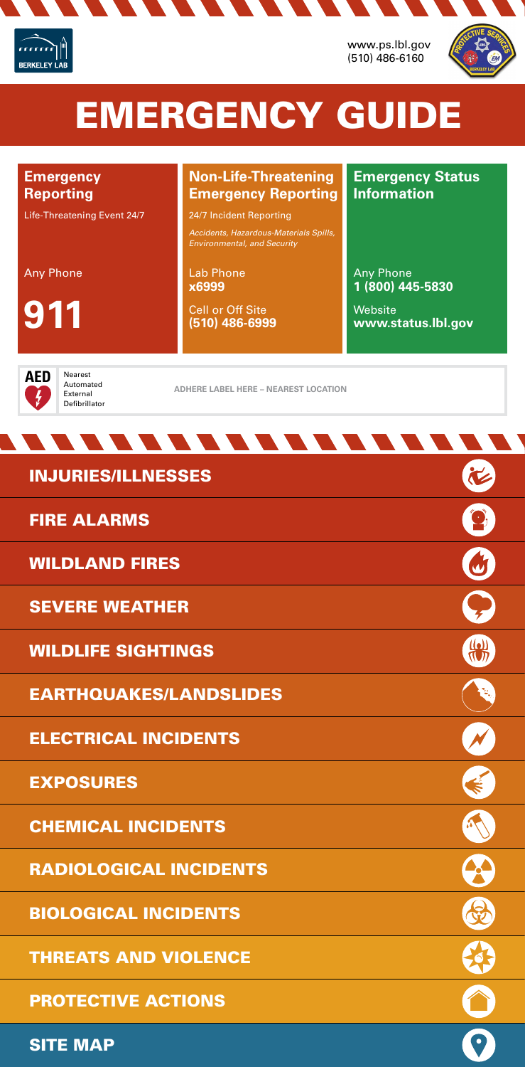www.ps.lbl.gov
(510) 486-6160

# EMERGENCY GUIDE

**Emergency Reporting**

Life-Threatening Event 24/7

Any Phone

**911**

**Non-Life-Threatening Emergency Reporting**

24/7 Incident Reporting

*Accidents, Hazardous-Materials Spills, Environmental, and Security*

Lab Phone
**x6999**

Cell or Off Site
**(510) 486-6999**

**Emergency Status Information**

Any Phone
**1 (800) 445-5830**

Website
**www.status.lbl.gov**

**AED** Nearest Automated External Defibrillator

ADHERE LABEL HERE – NEAREST LOCATION

## INJURIES/ILLNESSES

## FIRE ALARMS

## WILDLAND FIRES

## SEVERE WEATHER

## WILDLIFE SIGHTINGS

## EARTHQUAKES/LANDSLIDES

## ELECTRICAL INCIDENTS

## EXPOSURES

## CHEMICAL INCIDENTS

## RADIOLOGICAL INCIDENTS

## BIOLOGICAL INCIDENTS

## THREATS AND VIOLENCE

## PROTECTIVE ACTIONS

## SITE MAP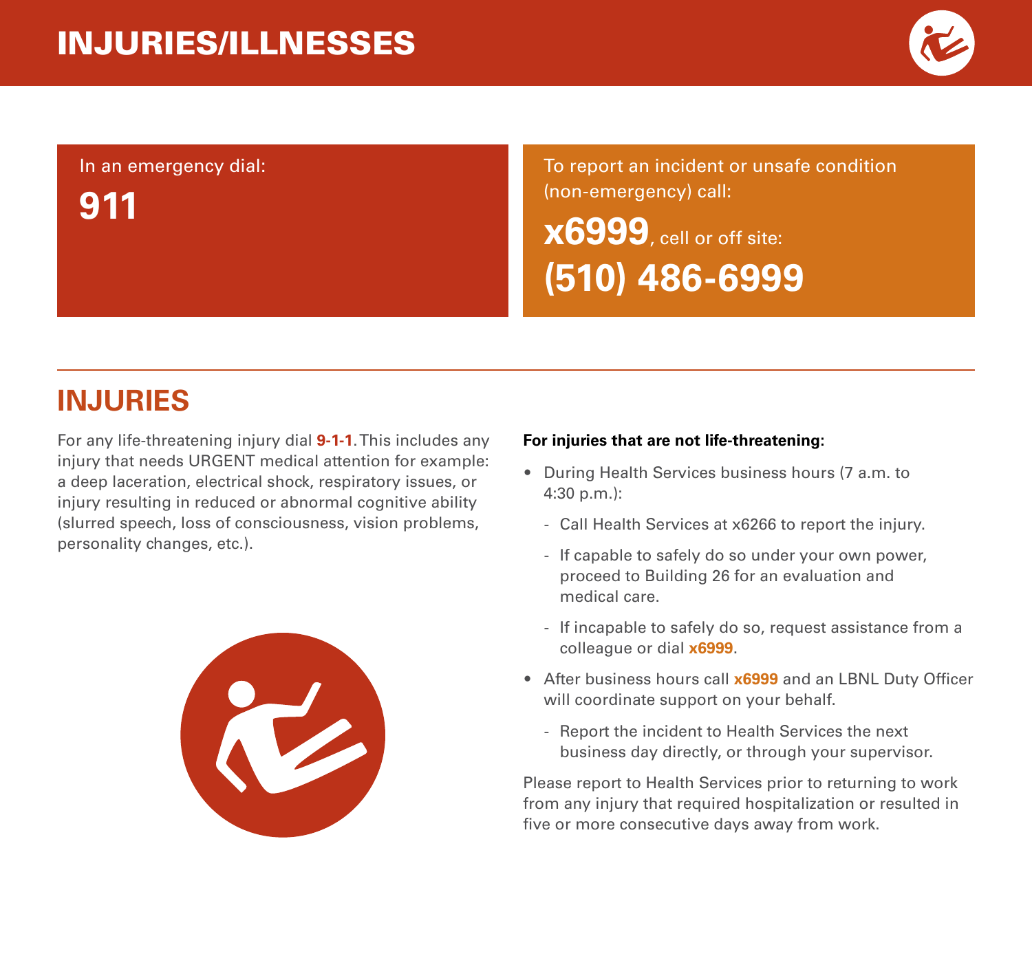# INJURIES/ILLNESSES

In an emergency dial:

**911**

To report an incident or unsafe condition (non-emergency) call:

**x6999**, cell or off site:

**(510) 486-6999**

## INJURIES

For any life-threatening injury dial **9-1-1**. This includes any injury that needs URGENT medical attention for example: a deep laceration, electrical shock, respiratory issues, or injury resulting in reduced or abnormal cognitive ability (slurred speech, loss of consciousness, vision problems, personality changes, etc.).

**For injuries that are not life-threatening:**

- During Health Services business hours (7 a.m. to 4:30 p.m.):
  - Call Health Services at x6266 to report the injury.
  - If capable to safely do so under your own power, proceed to Building 26 for an evaluation and medical care.
  - If incapable to safely do so, request assistance from a colleague or dial **x6999**.
- After business hours call **x6999** and an LBNL Duty Officer will coordinate support on your behalf.
  - Report the incident to Health Services the next business day directly, or through your supervisor.

Please report to Health Services prior to returning to work from any injury that required hospitalization or resulted in five or more consecutive days away from work.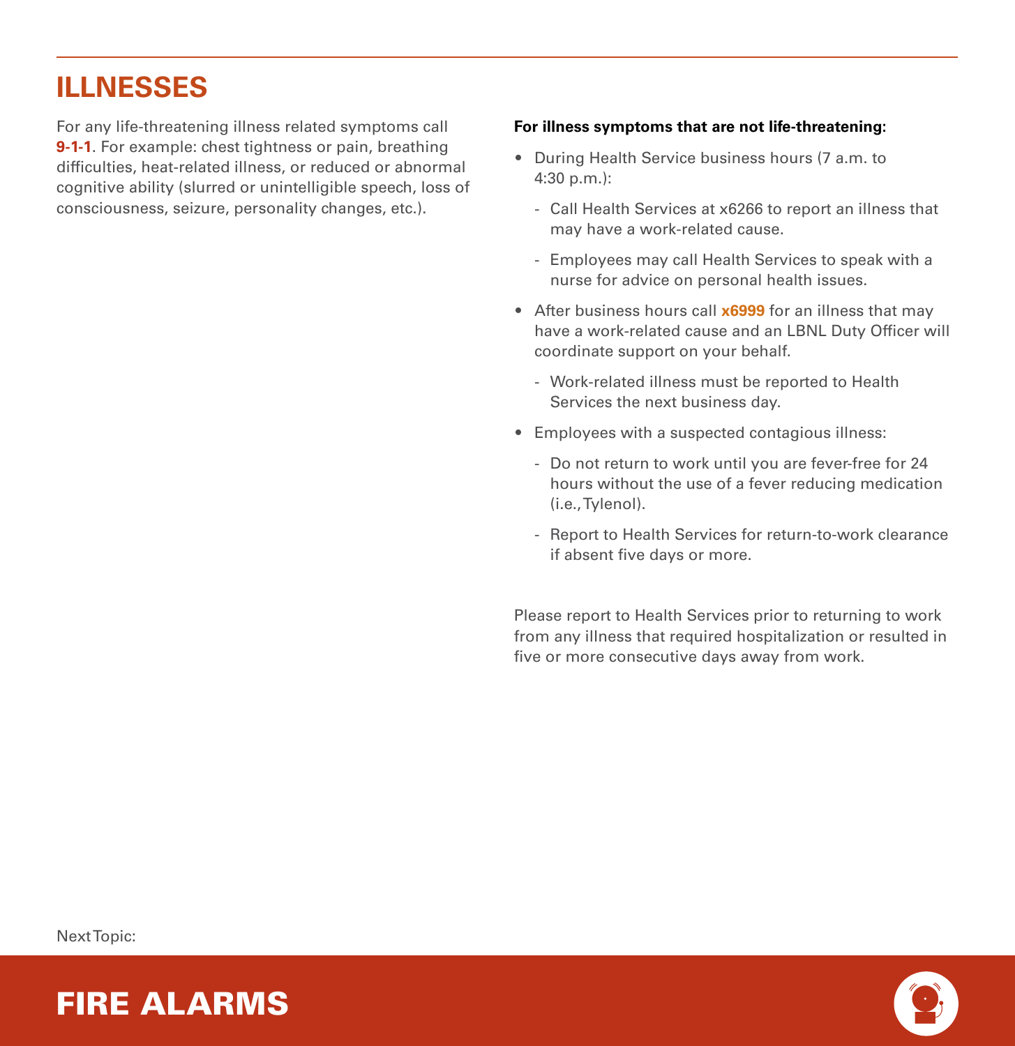## ILLNESSES

For any life-threatening illness related symptoms call **9-1-1**. For example: chest tightness or pain, breathing difficulties, heat-related illness, or reduced or abnormal cognitive ability (slurred or unintelligible speech, loss of consciousness, seizure, personality changes, etc.).

**For illness symptoms that are not life-threatening:**

- During Health Service business hours (7 a.m. to 4:30 p.m.):
  - Call Health Services at x6266 to report an illness that may have a work-related cause.
  - Employees may call Health Services to speak with a nurse for advice on personal health issues.
- After business hours call **x6999** for an illness that may have a work-related cause and an LBNL Duty Officer will coordinate support on your behalf.
  - Work-related illness must be reported to Health Services the next business day.
- Employees with a suspected contagious illness:
  - Do not return to work until you are fever-free for 24 hours without the use of a fever reducing medication (i.e., Tylenol).
  - Report to Health Services for return-to-work clearance if absent five days or more.

Please report to Health Services prior to returning to work from any illness that required hospitalization or resulted in five or more consecutive days away from work.

Next Topic:

**FIRE ALARMS**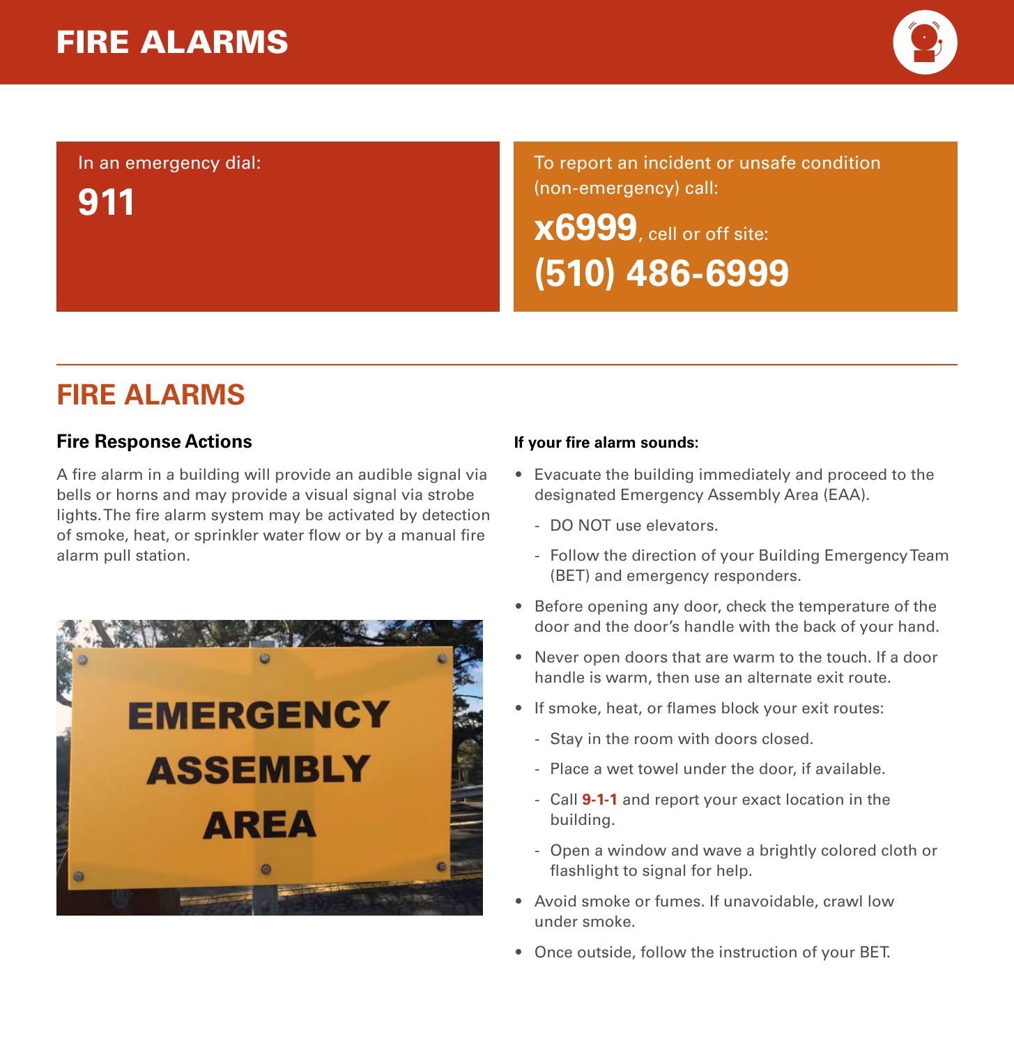# FIRE ALARMS

In an emergency dial:

**911**

To report an incident or unsafe condition (non-emergency) call:

**x6999**, cell or off site:

**(510) 486-6999**

## FIRE ALARMS

### Fire Response Actions

A fire alarm in a building will provide an audible signal via bells or horns and may provide a visual signal via strobe lights. The fire alarm system may be activated by detection of smoke, heat, or sprinkler water flow or by a manual fire alarm pull station.

**If your fire alarm sounds:**

- Evacuate the building immediately and proceed to the designated Emergency Assembly Area (EAA).
  - DO NOT use elevators.
  - Follow the direction of your Building Emergency Team (BET) and emergency responders.
- Before opening any door, check the temperature of the door and the door's handle with the back of your hand.
- Never open doors that are warm to the touch. If a door handle is warm, then use an alternate exit route.
- If smoke, heat, or flames block your exit routes:
  - Stay in the room with doors closed.
  - Place a wet towel under the door, if available.
  - Call **9-1-1** and report your exact location in the building.
  - Open a window and wave a brightly colored cloth or flashlight to signal for help.
- Avoid smoke or fumes. If unavoidable, crawl low under smoke.
- Once outside, follow the instruction of your BET.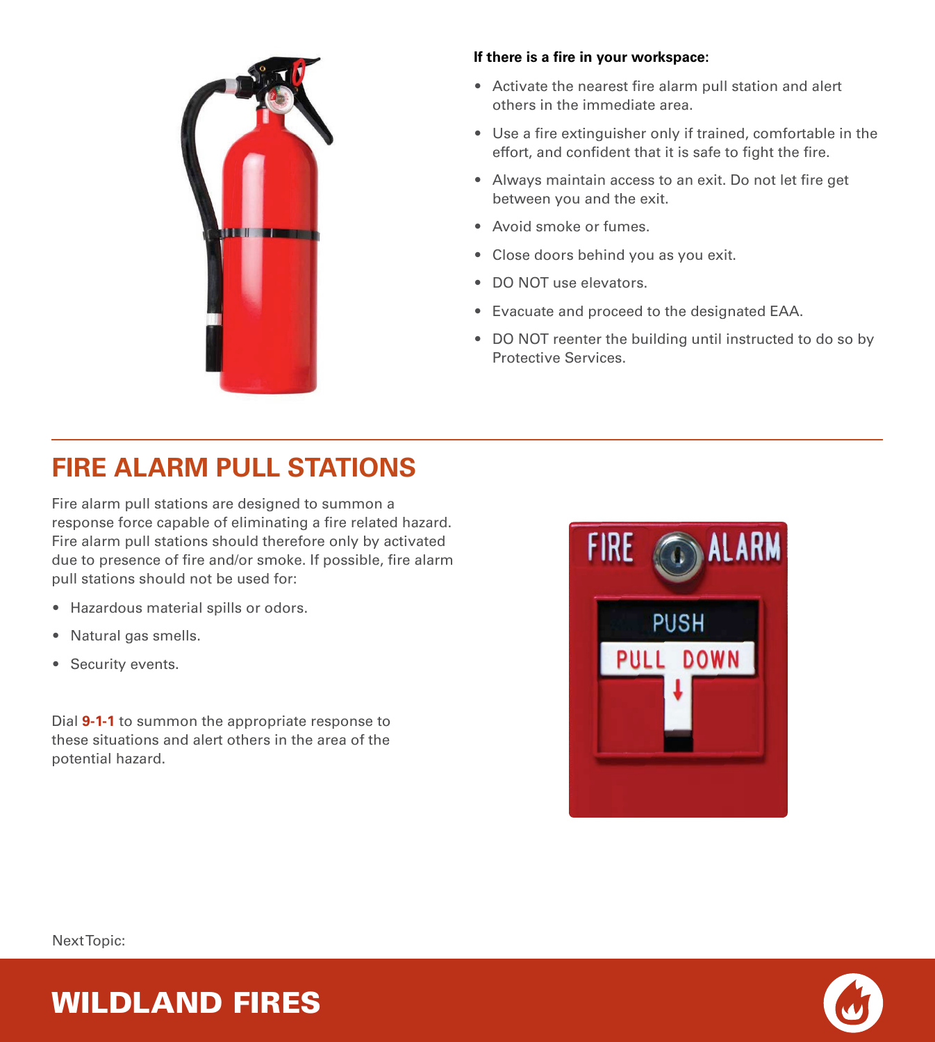**If there is a fire in your workspace:**

- Activate the nearest fire alarm pull station and alert others in the immediate area.
- Use a fire extinguisher only if trained, comfortable in the effort, and confident that it is safe to fight the fire.
- Always maintain access to an exit. Do not let fire get between you and the exit.
- Avoid smoke or fumes.
- Close doors behind you as you exit.
- DO NOT use elevators.
- Evacuate and proceed to the designated EAA.
- DO NOT reenter the building until instructed to do so by Protective Services.

## FIRE ALARM PULL STATIONS

Fire alarm pull stations are designed to summon a response force capable of eliminating a fire related hazard. Fire alarm pull stations should therefore only by activated due to presence of fire and/or smoke. If possible, fire alarm pull stations should not be used for:

- Hazardous material spills or odors.
- Natural gas smells.
- Security events.

Dial **9-1-1** to summon the appropriate response to these situations and alert others in the area of the potential hazard.

Next Topic:

# WILDLAND FIRES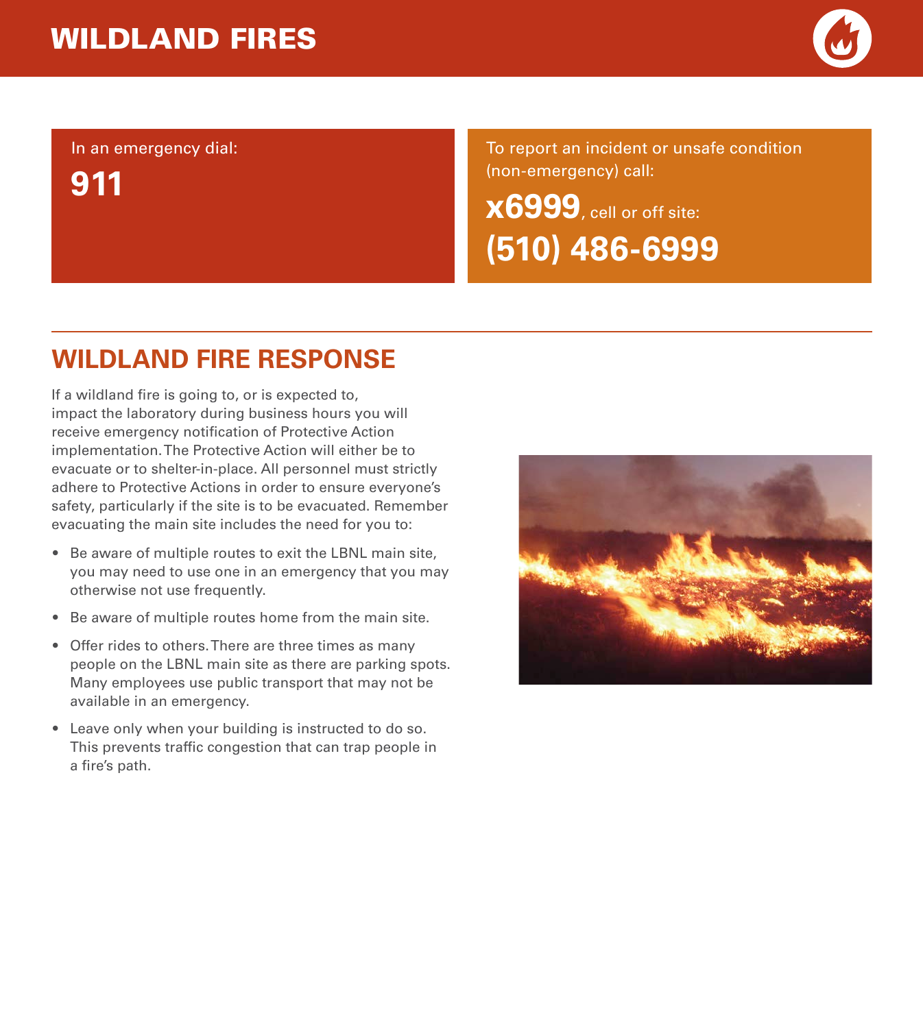# WILDLAND FIRES

In an emergency dial:

**911**

To report an incident or unsafe condition (non-emergency) call:

**x6999**, cell or off site:

**(510) 486-6999**

## WILDLAND FIRE RESPONSE

If a wildland fire is going to, or is expected to, impact the laboratory during business hours you will receive emergency notification of Protective Action implementation. The Protective Action will either be to evacuate or to shelter-in-place. All personnel must strictly adhere to Protective Actions in order to ensure everyone's safety, particularly if the site is to be evacuated. Remember evacuating the main site includes the need for you to:

- Be aware of multiple routes to exit the LBNL main site, you may need to use one in an emergency that you may otherwise not use frequently.
- Be aware of multiple routes home from the main site.
- Offer rides to others. There are three times as many people on the LBNL main site as there are parking spots. Many employees use public transport that may not be available in an emergency.
- Leave only when your building is instructed to do so. This prevents traffic congestion that can trap people in a fire's path.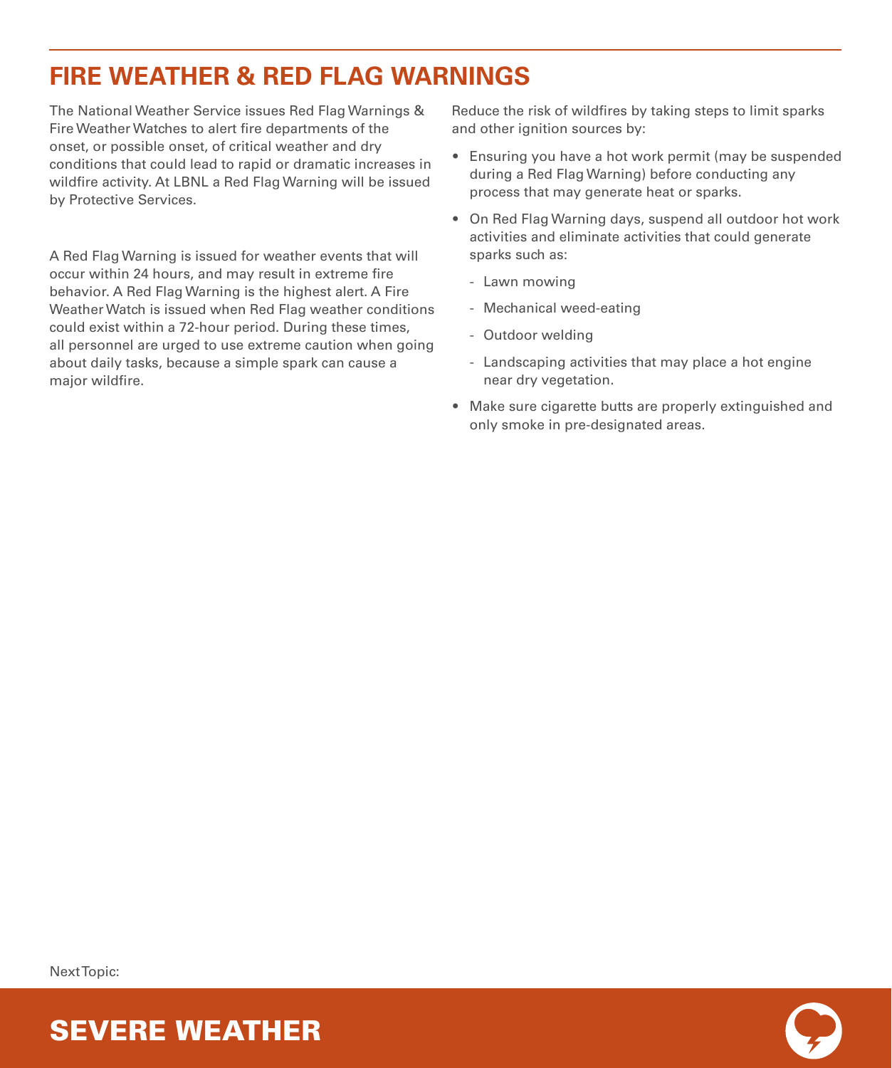# FIRE WEATHER & RED FLAG WARNINGS

The National Weather Service issues Red Flag Warnings & Fire Weather Watches to alert fire departments of the onset, or possible onset, of critical weather and dry conditions that could lead to rapid or dramatic increases in wildfire activity. At LBNL a Red Flag Warning will be issued by Protective Services.

A Red Flag Warning is issued for weather events that will occur within 24 hours, and may result in extreme fire behavior. A Red Flag Warning is the highest alert. A Fire Weather Watch is issued when Red Flag weather conditions could exist within a 72-hour period. During these times, all personnel are urged to use extreme caution when going about daily tasks, because a simple spark can cause a major wildfire.

Reduce the risk of wildfires by taking steps to limit sparks and other ignition sources by:

- Ensuring you have a hot work permit (may be suspended during a Red Flag Warning) before conducting any process that may generate heat or sparks.
- On Red Flag Warning days, suspend all outdoor hot work activities and eliminate activities that could generate sparks such as:
  - Lawn mowing
  - Mechanical weed-eating
  - Outdoor welding
  - Landscaping activities that may place a hot engine near dry vegetation.
- Make sure cigarette butts are properly extinguished and only smoke in pre-designated areas.

Next Topic:

## SEVERE WEATHER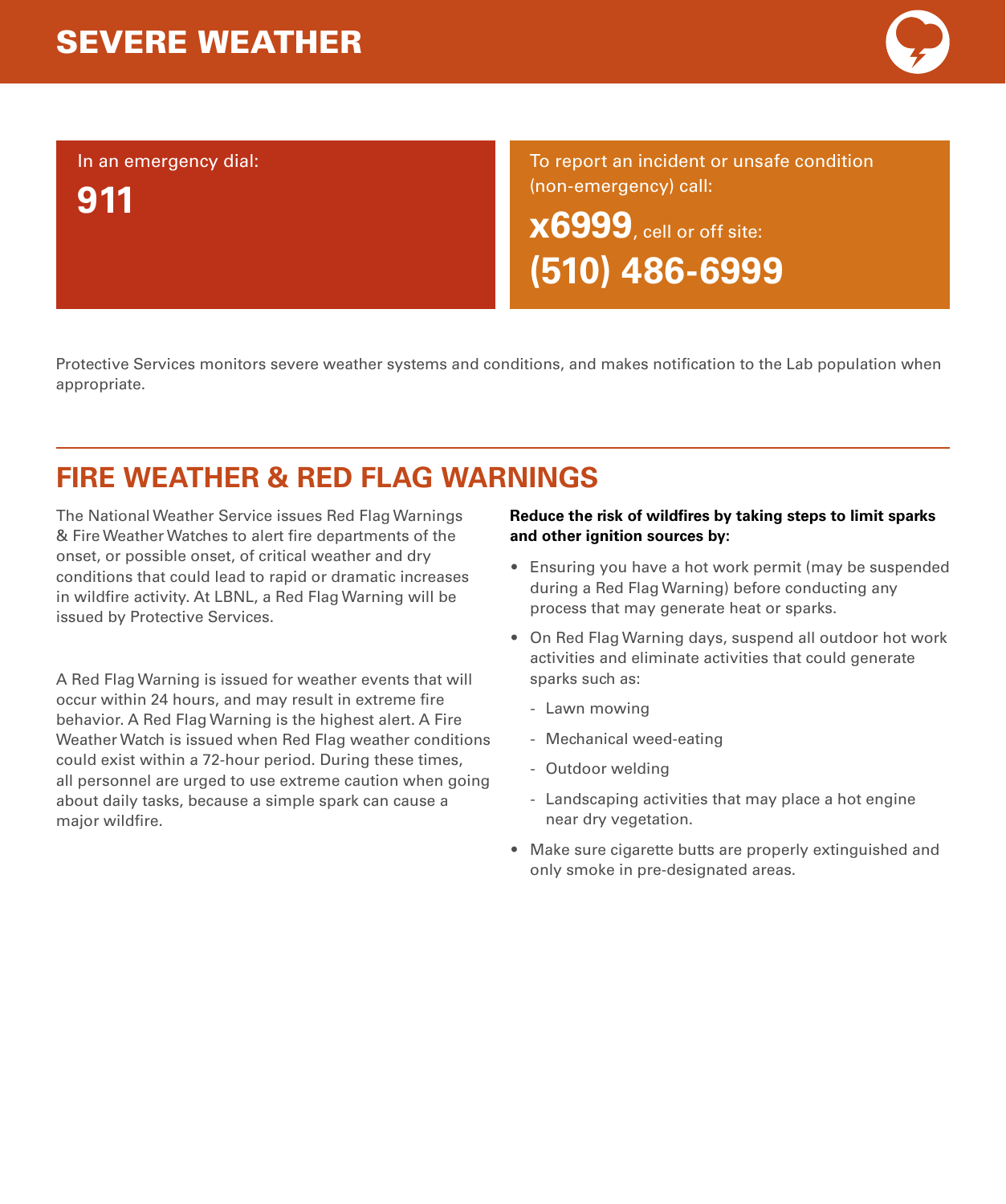# SEVERE WEATHER

In an emergency dial:

**911**

To report an incident or unsafe condition (non-emergency) call:

**x6999**, cell or off site:

**(510) 486-6999**

Protective Services monitors severe weather systems and conditions, and makes notification to the Lab population when appropriate.

## FIRE WEATHER & RED FLAG WARNINGS

The National Weather Service issues Red Flag Warnings & Fire Weather Watches to alert fire departments of the onset, or possible onset, of critical weather and dry conditions that could lead to rapid or dramatic increases in wildfire activity. At LBNL, a Red Flag Warning will be issued by Protective Services.

A Red Flag Warning is issued for weather events that will occur within 24 hours, and may result in extreme fire behavior. A Red Flag Warning is the highest alert. A Fire Weather Watch is issued when Red Flag weather conditions could exist within a 72-hour period. During these times, all personnel are urged to use extreme caution when going about daily tasks, because a simple spark can cause a major wildfire.

**Reduce the risk of wildfires by taking steps to limit sparks and other ignition sources by:**

- Ensuring you have a hot work permit (may be suspended during a Red Flag Warning) before conducting any process that may generate heat or sparks.
- On Red Flag Warning days, suspend all outdoor hot work activities and eliminate activities that could generate sparks such as:
  - Lawn mowing
  - Mechanical weed-eating
  - Outdoor welding
  - Landscaping activities that may place a hot engine near dry vegetation.
- Make sure cigarette butts are properly extinguished and only smoke in pre-designated areas.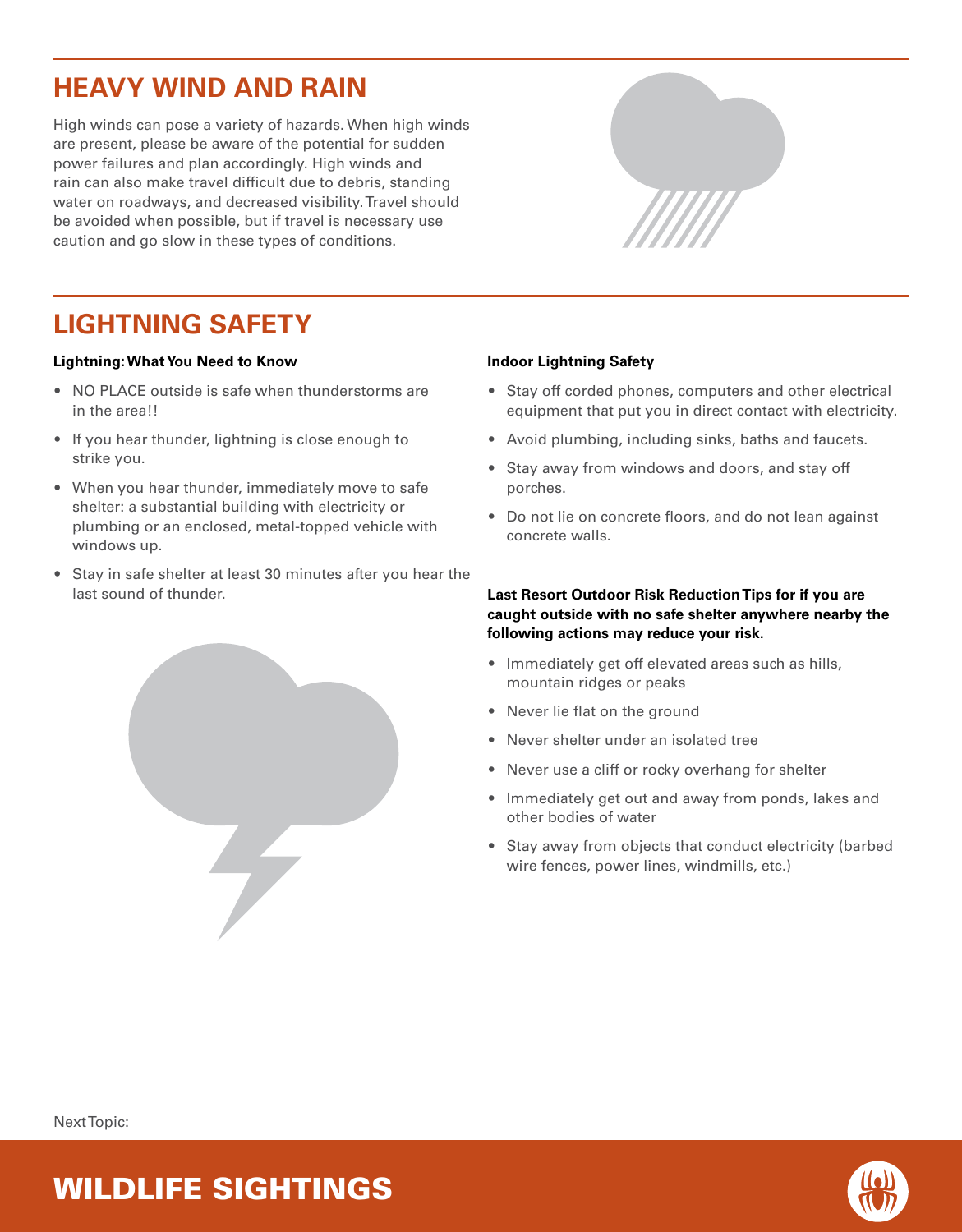## HEAVY WIND AND RAIN

High winds can pose a variety of hazards. When high winds are present, please be aware of the potential for sudden power failures and plan accordingly. High winds and rain can also make travel difficult due to debris, standing water on roadways, and decreased visibility. Travel should be avoided when possible, but if travel is necessary use caution and go slow in these types of conditions.

## LIGHTNING SAFETY

**Lightning: What You Need to Know**

- NO PLACE outside is safe when thunderstorms are in the area!!
- If you hear thunder, lightning is close enough to strike you.
- When you hear thunder, immediately move to safe shelter: a substantial building with electricity or plumbing or an enclosed, metal-topped vehicle with windows up.
- Stay in safe shelter at least 30 minutes after you hear the last sound of thunder.

**Indoor Lightning Safety**

- Stay off corded phones, computers and other electrical equipment that put you in direct contact with electricity.
- Avoid plumbing, including sinks, baths and faucets.
- Stay away from windows and doors, and stay off porches.
- Do not lie on concrete floors, and do not lean against concrete walls.

**Last Resort Outdoor Risk Reduction Tips for if you are caught outside with no safe shelter anywhere nearby the following actions may reduce your risk.**

- Immediately get off elevated areas such as hills, mountain ridges or peaks
- Never lie flat on the ground
- Never shelter under an isolated tree
- Never use a cliff or rocky overhang for shelter
- Immediately get out and away from ponds, lakes and other bodies of water
- Stay away from objects that conduct electricity (barbed wire fences, power lines, windmills, etc.)

Next Topic:

## WILDLIFE SIGHTINGS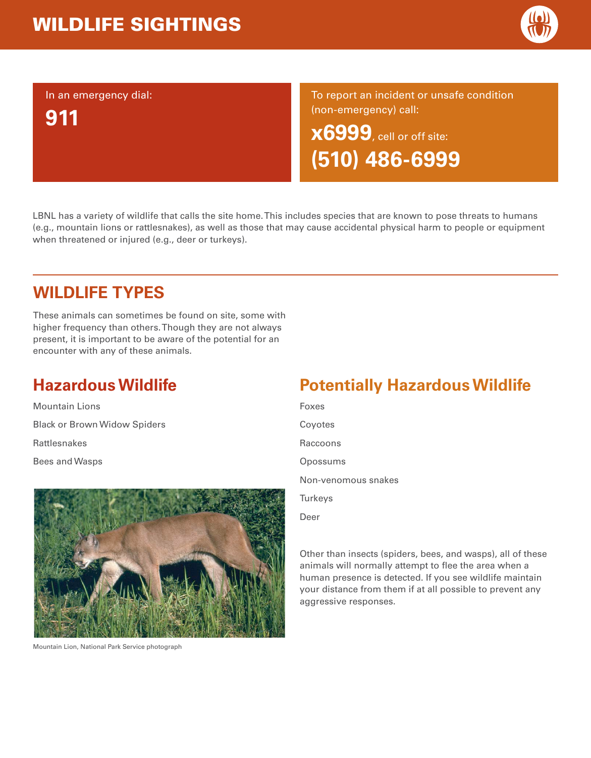# WILDLIFE SIGHTINGS

In an emergency dial:

**911**

To report an incident or unsafe condition (non-emergency) call:

**x6999**, cell or off site:

**(510) 486-6999**

LBNL has a variety of wildlife that calls the site home. This includes species that are known to pose threats to humans (e.g., mountain lions or rattlesnakes), as well as those that may cause accidental physical harm to people or equipment when threatened or injured (e.g., deer or turkeys).

## WILDLIFE TYPES

These animals can sometimes be found on site, some with higher frequency than others. Though they are not always present, it is important to be aware of the potential for an encounter with any of these animals.

### Hazardous Wildlife

Mountain Lions

Black or Brown Widow Spiders

Rattlesnakes

Bees and Wasps

Mountain Lion, National Park Service photograph

### Potentially Hazardous Wildlife

Foxes

Coyotes

Raccoons

Opossums

Non-venomous snakes

Turkeys

Deer

Other than insects (spiders, bees, and wasps), all of these animals will normally attempt to flee the area when a human presence is detected. If you see wildlife maintain your distance from them if at all possible to prevent any aggressive responses.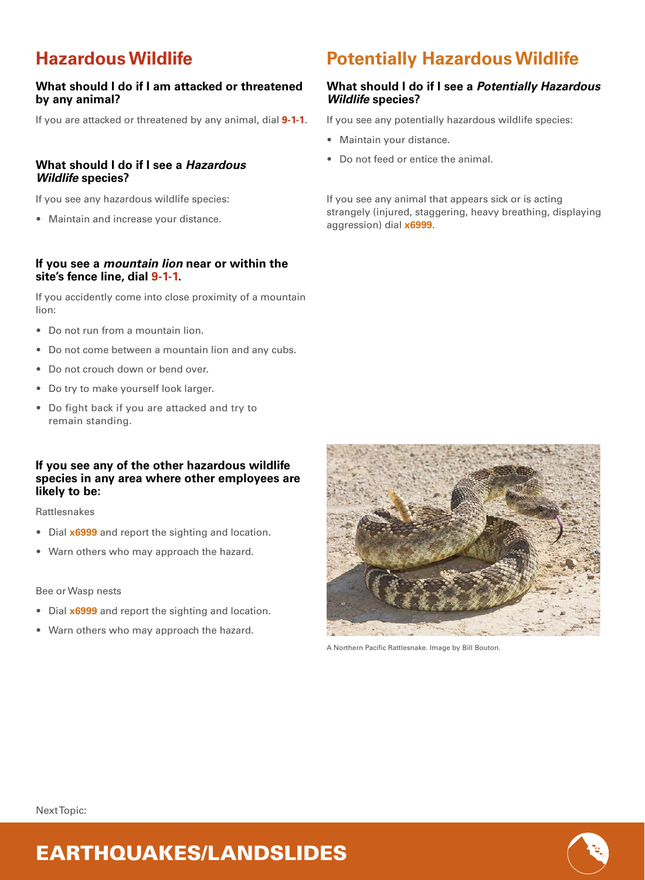## Hazardous Wildlife

### What should I do if I am attacked or threatened by any animal?

If you are attacked or threatened by any animal, dial **9-1-1**.

### What should I do if I see a *Hazardous Wildlife* species?

If you see any hazardous wildlife species:

- Maintain and increase your distance.

### If you see a *mountain lion* near or within the site's fence line, dial 9-1-1.

If you accidently come into close proximity of a mountain lion:

- Do not run from a mountain lion.
- Do not come between a mountain lion and any cubs.
- Do not crouch down or bend over.
- Do try to make yourself look larger.
- Do fight back if you are attacked and try to remain standing.

### If you see any of the other hazardous wildlife species in any area where other employees are likely to be:

Rattlesnakes

- Dial **x6999** and report the sighting and location.
- Warn others who may approach the hazard.

Bee or Wasp nests

- Dial **x6999** and report the sighting and location.
- Warn others who may approach the hazard.

## Potentially Hazardous Wildlife

### What should I do if I see a *Potentially Hazardous Wildlife* species?

If you see any potentially hazardous wildlife species:

- Maintain your distance.
- Do not feed or entice the animal.

If you see any animal that appears sick or is acting strangely (injured, staggering, heavy breathing, displaying aggression) dial **x6999**.

A Northern Pacific Rattlesnake. Image by Bill Bouton.

Next Topic:

**EARTHQUAKES/LANDSLIDES**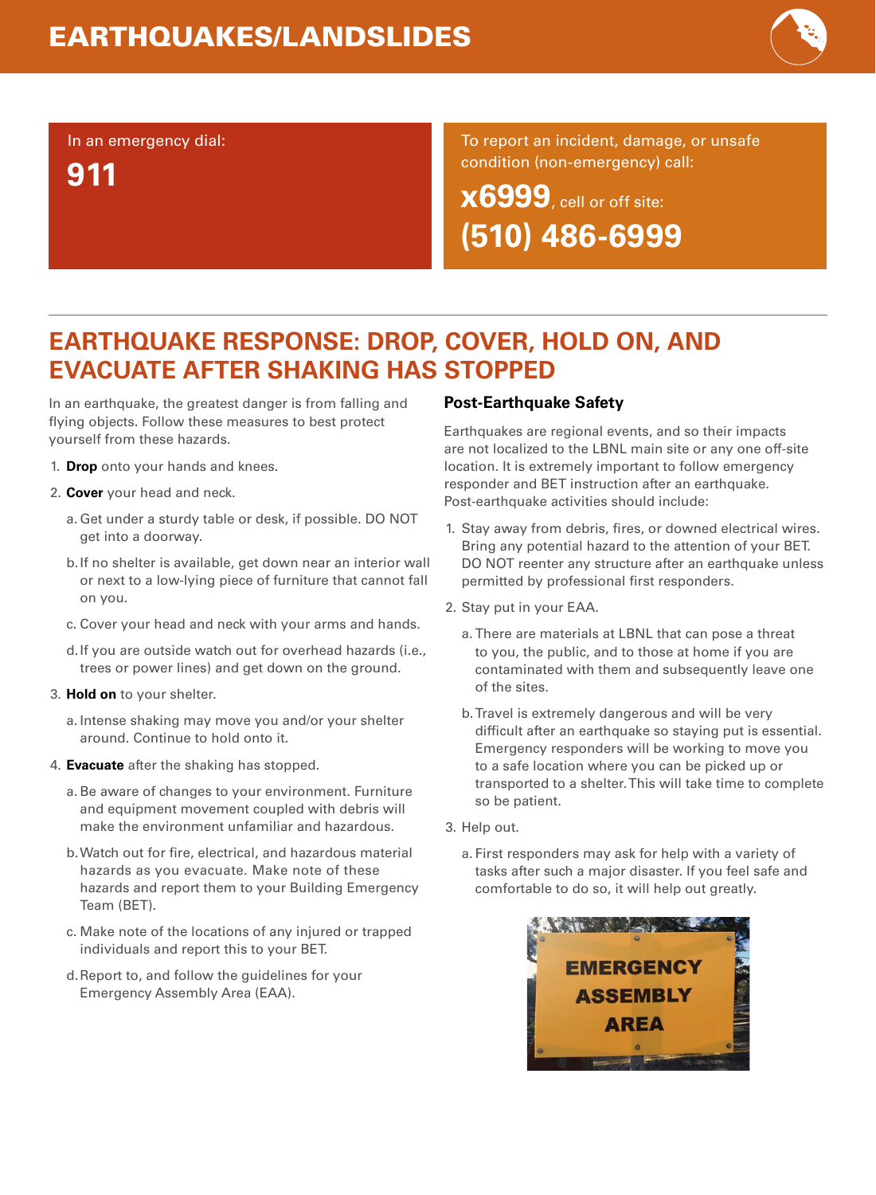# EARTHQUAKES/LANDSLIDES

In an emergency dial:

**911**

To report an incident, damage, or unsafe condition (non-emergency) call:

**x6999**, cell or off site: **(510) 486-6999**

## EARTHQUAKE RESPONSE: DROP, COVER, HOLD ON, AND EVACUATE AFTER SHAKING HAS STOPPED

In an earthquake, the greatest danger is from falling and flying objects. Follow these measures to best protect yourself from these hazards.

1. **Drop** onto your hands and knees.
2. **Cover** your head and neck.
   a. Get under a sturdy table or desk, if possible. DO NOT get into a doorway.
   b. If no shelter is available, get down near an interior wall or next to a low-lying piece of furniture that cannot fall on you.
   c. Cover your head and neck with your arms and hands.
   d. If you are outside watch out for overhead hazards (i.e., trees or power lines) and get down on the ground.
3. **Hold on** to your shelter.
   a. Intense shaking may move you and/or your shelter around. Continue to hold onto it.
4. **Evacuate** after the shaking has stopped.
   a. Be aware of changes to your environment. Furniture and equipment movement coupled with debris will make the environment unfamiliar and hazardous.
   b. Watch out for fire, electrical, and hazardous material hazards as you evacuate. Make note of these hazards and report them to your Building Emergency Team (BET).
   c. Make note of the locations of any injured or trapped individuals and report this to your BET.
   d. Report to, and follow the guidelines for your Emergency Assembly Area (EAA).

### Post-Earthquake Safety

Earthquakes are regional events, and so their impacts are not localized to the LBNL main site or any one off-site location. It is extremely important to follow emergency responder and BET instruction after an earthquake. Post-earthquake activities should include:

1. Stay away from debris, fires, or downed electrical wires. Bring any potential hazard to the attention of your BET. DO NOT reenter any structure after an earthquake unless permitted by professional first responders.
2. Stay put in your EAA.
   a. There are materials at LBNL that can pose a threat to you, the public, and to those at home if you are contaminated with them and subsequently leave one of the sites.
   b. Travel is extremely dangerous and will be very difficult after an earthquake so staying put is essential. Emergency responders will be working to move you to a safe location where you can be picked up or transported to a shelter. This will take time to complete so be patient.
3. Help out.
   a. First responders may ask for help with a variety of tasks after such a major disaster. If you feel safe and comfortable to do so, it will help out greatly.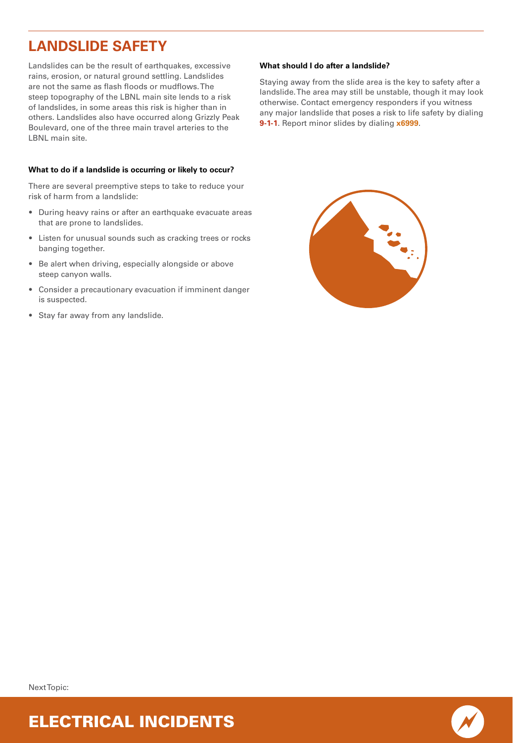# LANDSLIDE SAFETY

Landslides can be the result of earthquakes, excessive rains, erosion, or natural ground settling. Landslides are not the same as flash floods or mudflows. The steep topography of the LBNL main site lends to a risk of landslides, in some areas this risk is higher than in others. Landslides also have occurred along Grizzly Peak Boulevard, one of the three main travel arteries to the LBNL main site.

**What to do if a landslide is occurring or likely to occur?**

There are several preemptive steps to take to reduce your risk of harm from a landslide:

- During heavy rains or after an earthquake evacuate areas that are prone to landslides.
- Listen for unusual sounds such as cracking trees or rocks banging together.
- Be alert when driving, especially alongside or above steep canyon walls.
- Consider a precautionary evacuation if imminent danger is suspected.
- Stay far away from any landslide.

**What should I do after a landslide?**

Staying away from the slide area is the key to safety after a landslide. The area may still be unstable, though it may look otherwise. Contact emergency responders if you witness any major landslide that poses a risk to life safety by dialing **9-1-1**. Report minor slides by dialing **x6999**.

Next Topic:

## ELECTRICAL INCIDENTS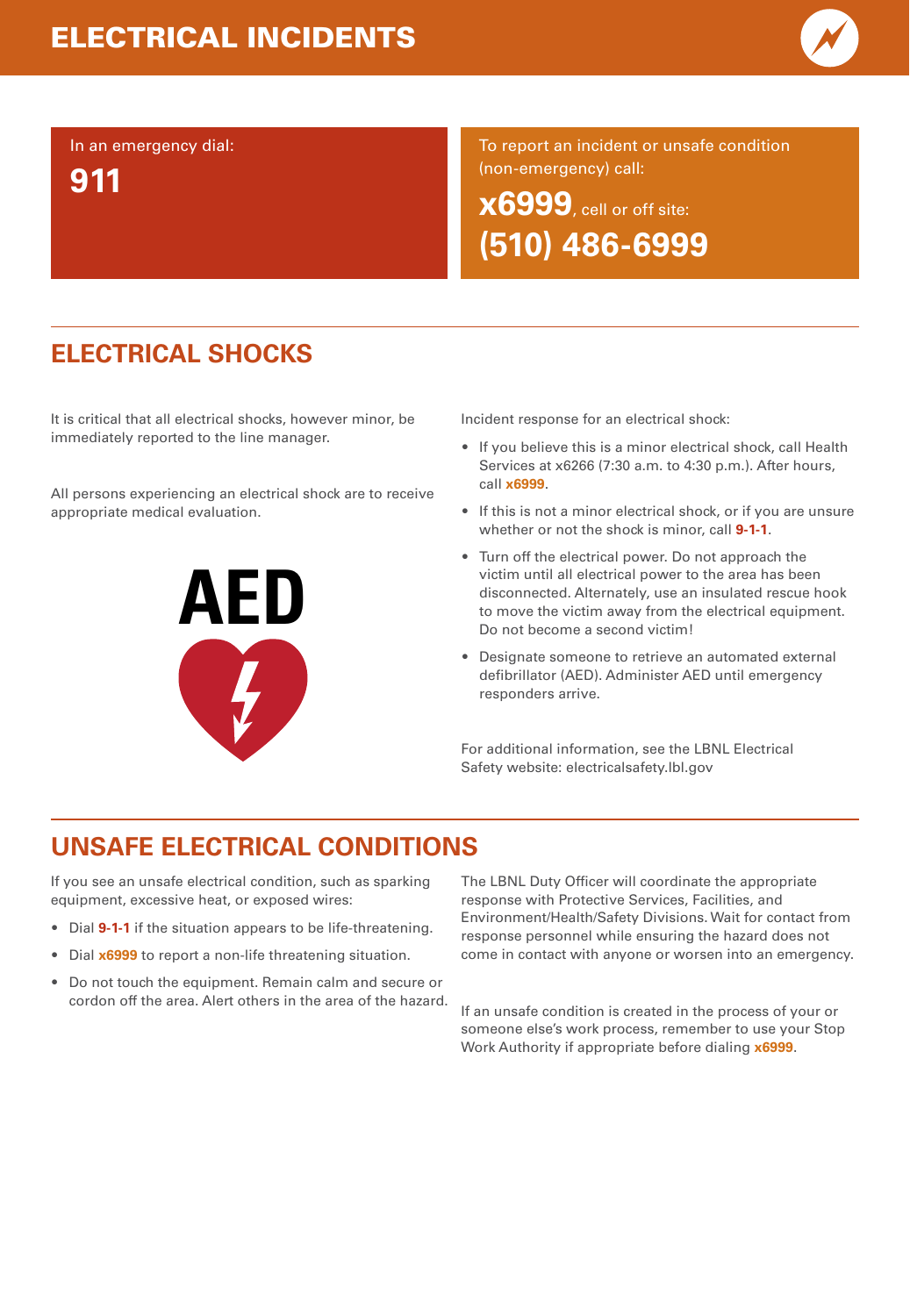# ELECTRICAL INCIDENTS

In an emergency dial:

**911**

To report an incident or unsafe condition (non-emergency) call:

**x6999**, cell or off site:

**(510) 486-6999**

## ELECTRICAL SHOCKS

It is critical that all electrical shocks, however minor, be immediately reported to the line manager.

All persons experiencing an electrical shock are to receive appropriate medical evaluation.

AED

Incident response for an electrical shock:

- If you believe this is a minor electrical shock, call Health Services at x6266 (7:30 a.m. to 4:30 p.m.). After hours, call **x6999**.
- If this is not a minor electrical shock, or if you are unsure whether or not the shock is minor, call **9-1-1**.
- Turn off the electrical power. Do not approach the victim until all electrical power to the area has been disconnected. Alternately, use an insulated rescue hook to move the victim away from the electrical equipment. Do not become a second victim!
- Designate someone to retrieve an automated external defibrillator (AED). Administer AED until emergency responders arrive.

For additional information, see the LBNL Electrical Safety website: electricalsafety.lbl.gov

## UNSAFE ELECTRICAL CONDITIONS

If you see an unsafe electrical condition, such as sparking equipment, excessive heat, or exposed wires:

- Dial **9-1-1** if the situation appears to be life-threatening.
- Dial **x6999** to report a non-life threatening situation.
- Do not touch the equipment. Remain calm and secure or cordon off the area. Alert others in the area of the hazard.

The LBNL Duty Officer will coordinate the appropriate response with Protective Services, Facilities, and Environment/Health/Safety Divisions. Wait for contact from response personnel while ensuring the hazard does not come in contact with anyone or worsen into an emergency.

If an unsafe condition is created in the process of your or someone else's work process, remember to use your Stop Work Authority if appropriate before dialing **x6999**.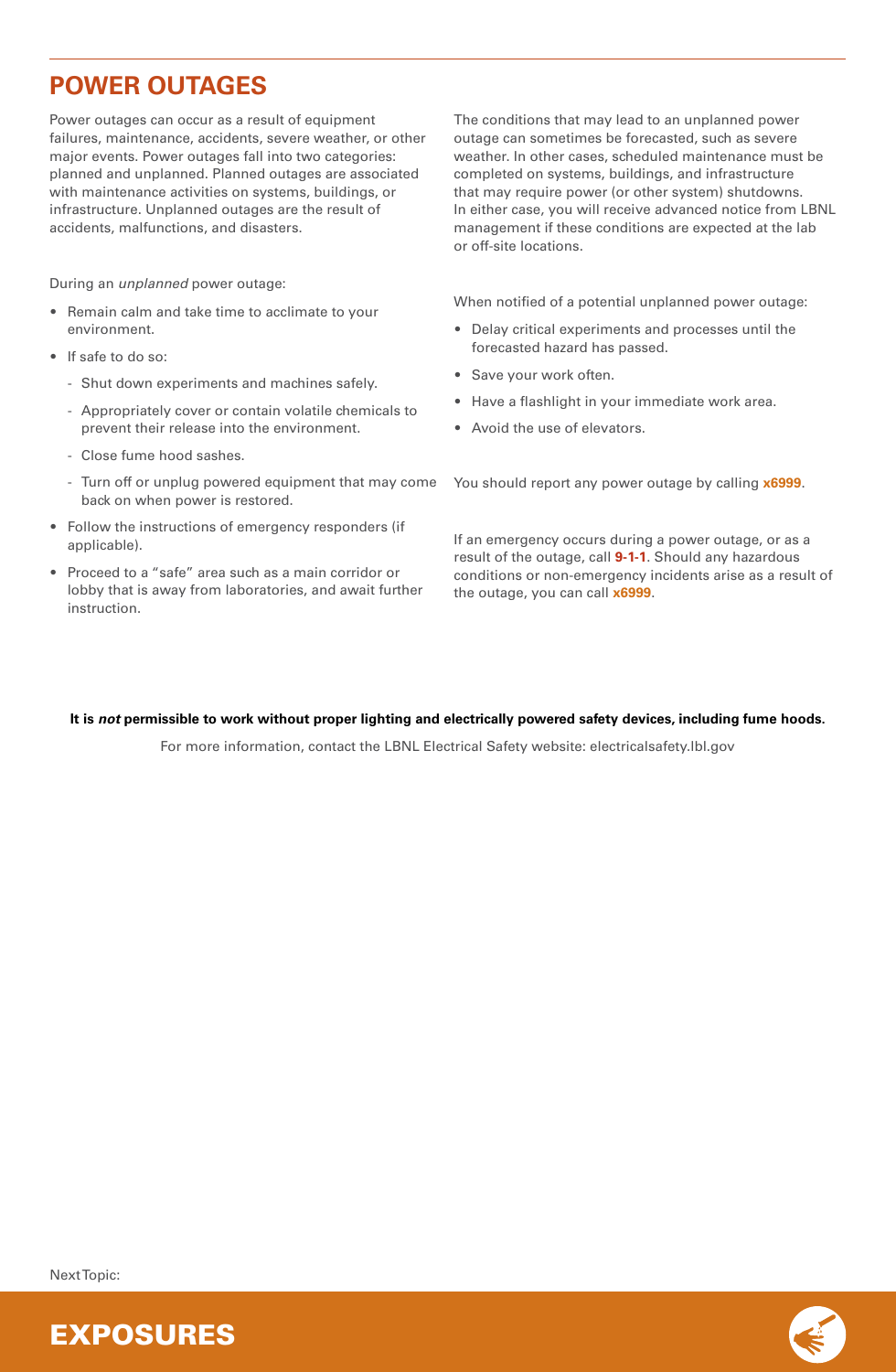## POWER OUTAGES

Power outages can occur as a result of equipment failures, maintenance, accidents, severe weather, or other major events. Power outages fall into two categories: planned and unplanned. Planned outages are associated with maintenance activities on systems, buildings, or infrastructure. Unplanned outages are the result of accidents, malfunctions, and disasters.

During an *unplanned* power outage:

- Remain calm and take time to acclimate to your environment.
- If safe to do so:
  - Shut down experiments and machines safely.
  - Appropriately cover or contain volatile chemicals to prevent their release into the environment.
  - Close fume hood sashes.
  - Turn off or unplug powered equipment that may come back on when power is restored.
- Follow the instructions of emergency responders (if applicable).
- Proceed to a "safe" area such as a main corridor or lobby that is away from laboratories, and await further instruction.

The conditions that may lead to an unplanned power outage can sometimes be forecasted, such as severe weather. In other cases, scheduled maintenance must be completed on systems, buildings, and infrastructure that may require power (or other system) shutdowns. In either case, you will receive advanced notice from LBNL management if these conditions are expected at the lab or off-site locations.

When notified of a potential unplanned power outage:

- Delay critical experiments and processes until the forecasted hazard has passed.
- Save your work often.
- Have a flashlight in your immediate work area.
- Avoid the use of elevators.

You should report any power outage by calling **x6999**.

If an emergency occurs during a power outage, or as a result of the outage, call **9-1-1**. Should any hazardous conditions or non-emergency incidents arise as a result of the outage, you can call **x6999**.

**It is *not* permissible to work without proper lighting and electrically powered safety devices, including fume hoods.**

For more information, contact the LBNL Electrical Safety website: electricalsafety.lbl.gov

Next Topic:

**EXPOSURES**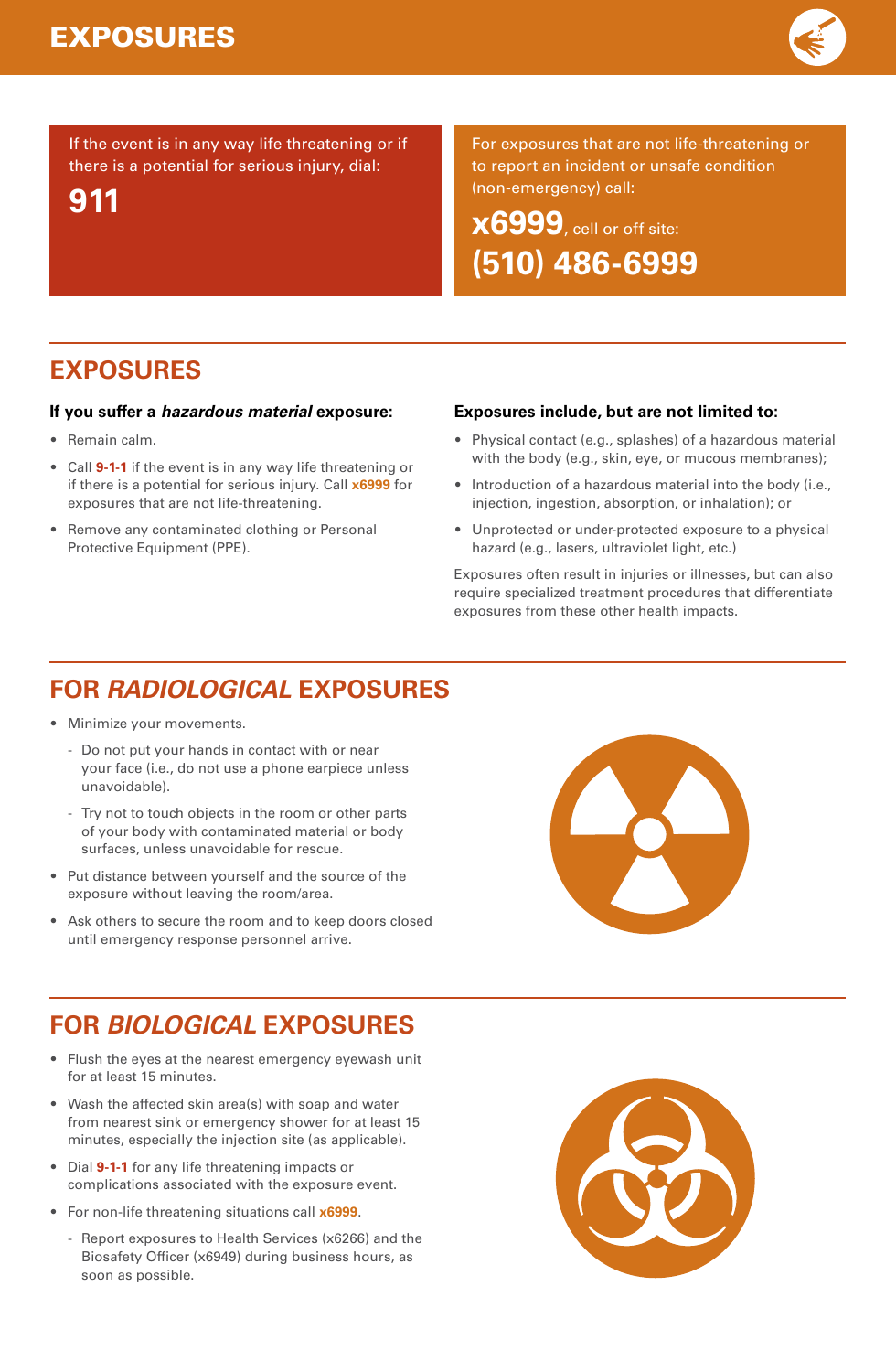# EXPOSURES

If the event is in any way life threatening or if there is a potential for serious injury, dial:

**911**

For exposures that are not life-threatening or to report an incident or unsafe condition (non-emergency) call:

**x6999**, cell or off site:
**(510) 486-6999**

## EXPOSURES

### If you suffer a *hazardous material* exposure:

- Remain calm.
- Call **9-1-1** if the event is in any way life threatening or if there is a potential for serious injury. Call **x6999** for exposures that are not life-threatening.
- Remove any contaminated clothing or Personal Protective Equipment (PPE).

### Exposures include, but are not limited to:

- Physical contact (e.g., splashes) of a hazardous material with the body (e.g., skin, eye, or mucous membranes);
- Introduction of a hazardous material into the body (i.e., injection, ingestion, absorption, or inhalation); or
- Unprotected or under-protected exposure to a physical hazard (e.g., lasers, ultraviolet light, etc.)

Exposures often result in injuries or illnesses, but can also require specialized treatment procedures that differentiate exposures from these other health impacts.

## FOR *RADIOLOGICAL* EXPOSURES

- Minimize your movements.
  - Do not put your hands in contact with or near your face (i.e., do not use a phone earpiece unless unavoidable).
  - Try not to touch objects in the room or other parts of your body with contaminated material or body surfaces, unless unavoidable for rescue.
- Put distance between yourself and the source of the exposure without leaving the room/area.
- Ask others to secure the room and to keep doors closed until emergency response personnel arrive.

## FOR *BIOLOGICAL* EXPOSURES

- Flush the eyes at the nearest emergency eyewash unit for at least 15 minutes.
- Wash the affected skin area(s) with soap and water from nearest sink or emergency shower for at least 15 minutes, especially the injection site (as applicable).
- Dial **9-1-1** for any life threatening impacts or complications associated with the exposure event.
- For non-life threatening situations call **x6999**.
  - Report exposures to Health Services (x6266) and the Biosafety Officer (x6949) during business hours, as soon as possible.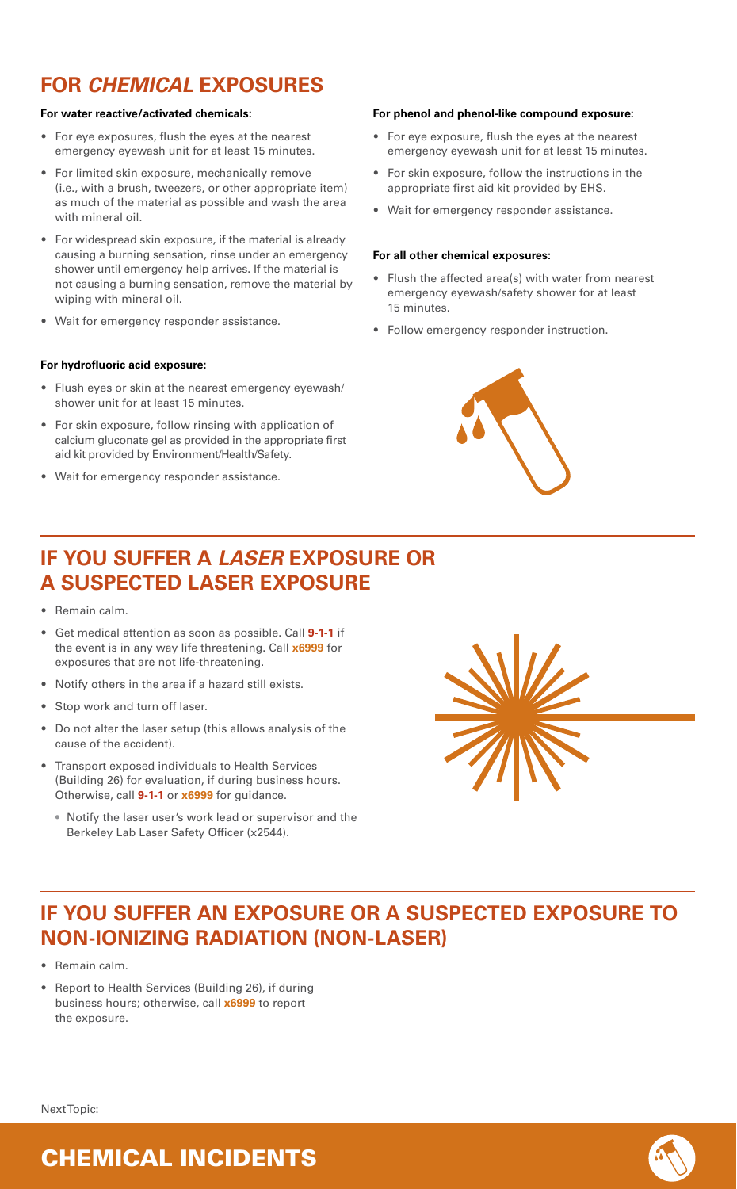## FOR *CHEMICAL* EXPOSURES

**For water reactive/activated chemicals:**

- For eye exposures, flush the eyes at the nearest emergency eyewash unit for at least 15 minutes.
- For limited skin exposure, mechanically remove (i.e., with a brush, tweezers, or other appropriate item) as much of the material as possible and wash the area with mineral oil.
- For widespread skin exposure, if the material is already causing a burning sensation, rinse under an emergency shower until emergency help arrives. If the material is not causing a burning sensation, remove the material by wiping with mineral oil.
- Wait for emergency responder assistance.

**For hydrofluoric acid exposure:**

- Flush eyes or skin at the nearest emergency eyewash/ shower unit for at least 15 minutes.
- For skin exposure, follow rinsing with application of calcium gluconate gel as provided in the appropriate first aid kit provided by Environment/Health/Safety.
- Wait for emergency responder assistance.

**For phenol and phenol-like compound exposure:**

- For eye exposure, flush the eyes at the nearest emergency eyewash unit for at least 15 minutes.
- For skin exposure, follow the instructions in the appropriate first aid kit provided by EHS.
- Wait for emergency responder assistance.

**For all other chemical exposures:**

- Flush the affected area(s) with water from nearest emergency eyewash/safety shower for at least 15 minutes.
- Follow emergency responder instruction.

## IF YOU SUFFER A *LASER* EXPOSURE OR A SUSPECTED LASER EXPOSURE

- Remain calm.
- Get medical attention as soon as possible. Call **9-1-1** if the event is in any way life threatening. Call **x6999** for exposures that are not life-threatening.
- Notify others in the area if a hazard still exists.
- Stop work and turn off laser.
- Do not alter the laser setup (this allows analysis of the cause of the accident).
- Transport exposed individuals to Health Services (Building 26) for evaluation, if during business hours. Otherwise, call **9-1-1** or **x6999** for guidance.
  - Notify the laser user's work lead or supervisor and the Berkeley Lab Laser Safety Officer (x2544).

## IF YOU SUFFER AN EXPOSURE OR A SUSPECTED EXPOSURE TO NON-IONIZING RADIATION (NON-LASER)

- Remain calm.
- Report to Health Services (Building 26), if during business hours; otherwise, call **x6999** to report the exposure.

Next Topic:

## CHEMICAL INCIDENTS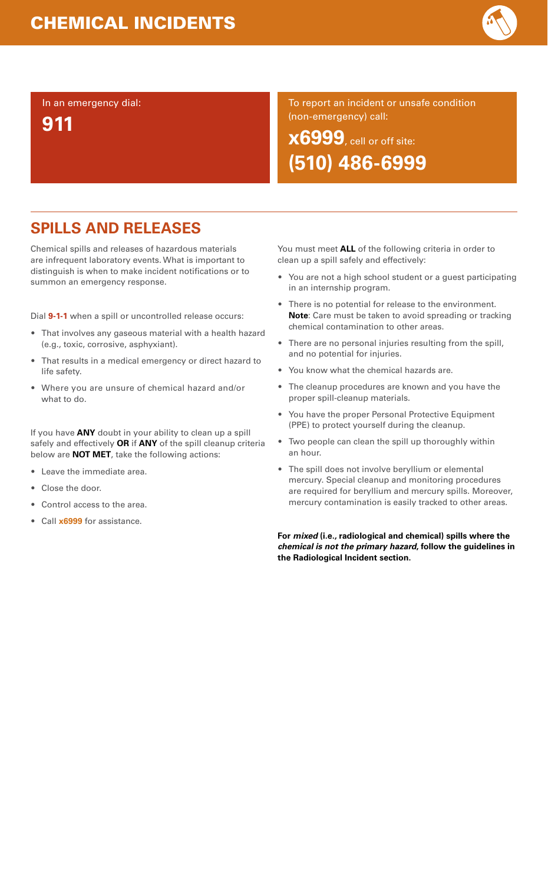# CHEMICAL INCIDENTS

In an emergency dial:

**911**

To report an incident or unsafe condition (non-emergency) call:

**x6999**, cell or off site:

**(510) 486-6999**

## SPILLS AND RELEASES

Chemical spills and releases of hazardous materials are infrequent laboratory events. What is important to distinguish is when to make incident notifications or to summon an emergency response.

Dial **9-1-1** when a spill or uncontrolled release occurs:

- That involves any gaseous material with a health hazard (e.g., toxic, corrosive, asphyxiant).
- That results in a medical emergency or direct hazard to life safety.
- Where you are unsure of chemical hazard and/or what to do.

If you have **ANY** doubt in your ability to clean up a spill safely and effectively **OR** if **ANY** of the spill cleanup criteria below are **NOT MET**, take the following actions:

- Leave the immediate area.
- Close the door.
- Control access to the area.
- Call **x6999** for assistance.

You must meet **ALL** of the following criteria in order to clean up a spill safely and effectively:

- You are not a high school student or a guest participating in an internship program.
- There is no potential for release to the environment. **Note**: Care must be taken to avoid spreading or tracking chemical contamination to other areas.
- There are no personal injuries resulting from the spill, and no potential for injuries.
- You know what the chemical hazards are.
- The cleanup procedures are known and you have the proper spill-cleanup materials.
- You have the proper Personal Protective Equipment (PPE) to protect yourself during the cleanup.
- Two people can clean the spill up thoroughly within an hour.
- The spill does not involve beryllium or elemental mercury. Special cleanup and monitoring procedures are required for beryllium and mercury spills. Moreover, mercury contamination is easily tracked to other areas.

**For *mixed* (i.e., radiological and chemical) spills where the *chemical is not the primary hazard,* follow the guidelines in the Radiological Incident section.**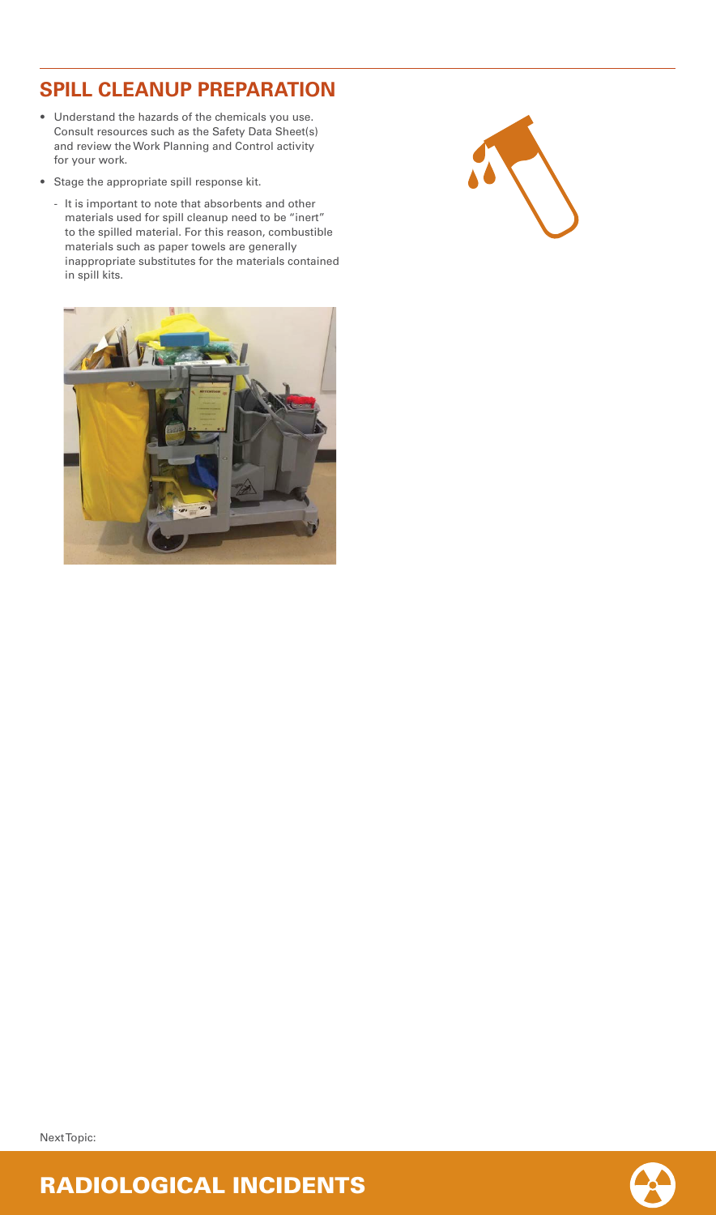## SPILL CLEANUP PREPARATION

- Understand the hazards of the chemicals you use. Consult resources such as the Safety Data Sheet(s) and review the Work Planning and Control activity for your work.
- Stage the appropriate spill response kit.
  - It is important to note that absorbents and other materials used for spill cleanup need to be "inert" to the spilled material. For this reason, combustible materials such as paper towels are generally inappropriate substitutes for the materials contained in spill kits.

Next Topic:

## RADIOLOGICAL INCIDENTS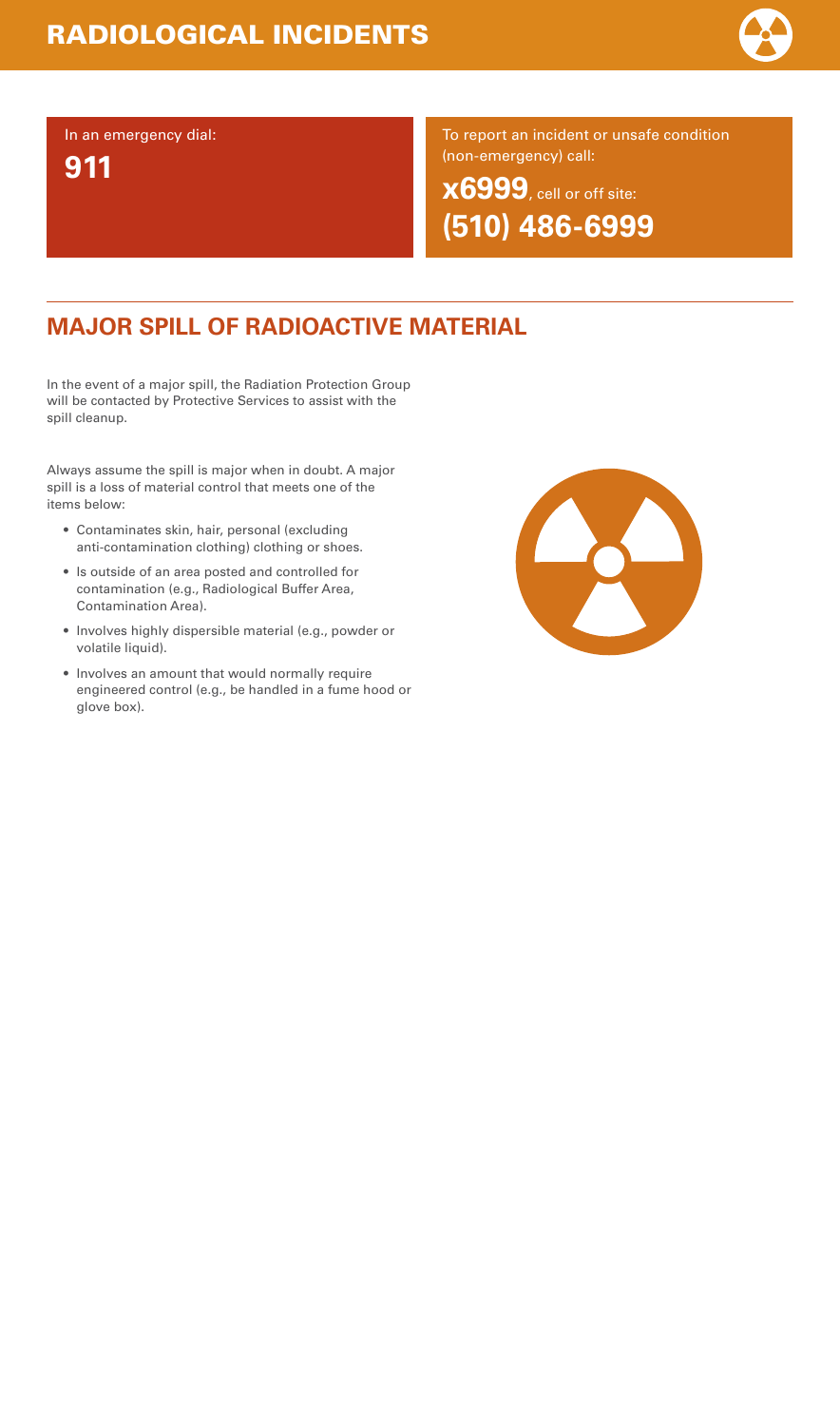# RADIOLOGICAL INCIDENTS

In an emergency dial:

**911**

To report an incident or unsafe condition (non-emergency) call:

**x6999**, cell or off site:

**(510) 486-6999**

## MAJOR SPILL OF RADIOACTIVE MATERIAL

In the event of a major spill, the Radiation Protection Group will be contacted by Protective Services to assist with the spill cleanup.

Always assume the spill is major when in doubt. A major spill is a loss of material control that meets one of the items below:

- Contaminates skin, hair, personal (excluding anti-contamination clothing) clothing or shoes.
- Is outside of an area posted and controlled for contamination (e.g., Radiological Buffer Area, Contamination Area).
- Involves highly dispersible material (e.g., powder or volatile liquid).
- Involves an amount that would normally require engineered control (e.g., be handled in a fume hood or glove box).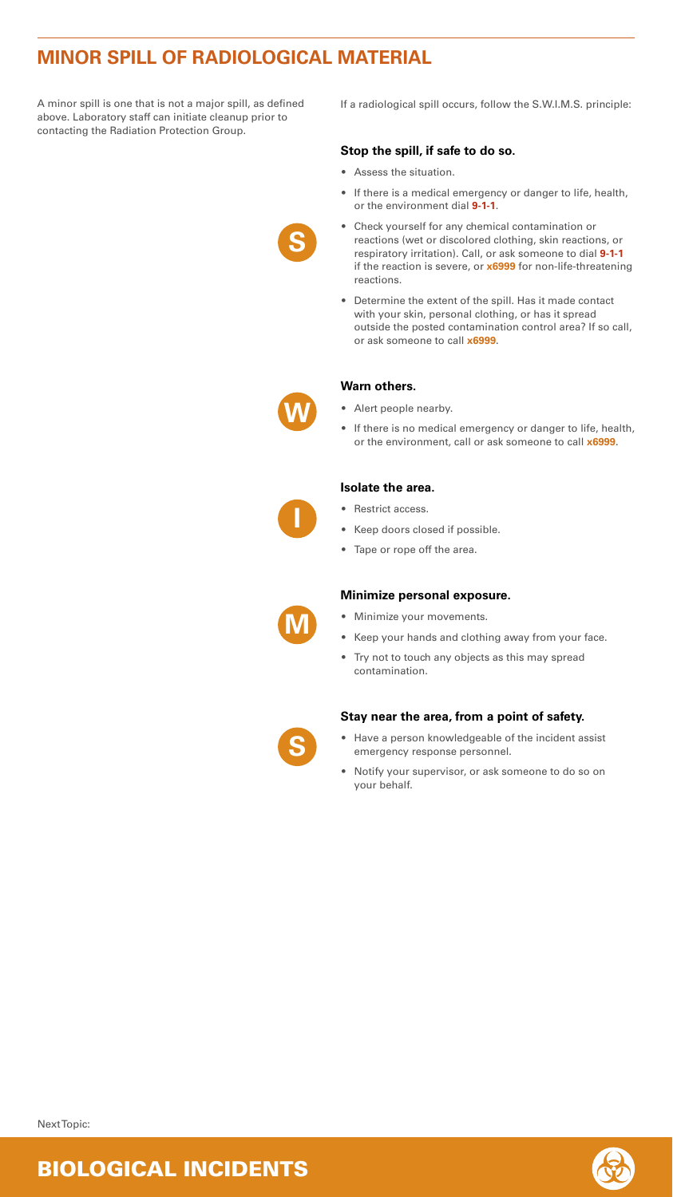# MINOR SPILL OF RADIOLOGICAL MATERIAL

A minor spill is one that is not a major spill, as defined above. Laboratory staff can initiate cleanup prior to contacting the Radiation Protection Group.

If a radiological spill occurs, follow the S.W.I.M.S. principle:

**S** — **Stop the spill, if safe to do so.**

- Assess the situation.
- If there is a medical emergency or danger to life, health, or the environment dial **9-1-1**.
- Check yourself for any chemical contamination or reactions (wet or discolored clothing, skin reactions, or respiratory irritation). Call, or ask someone to dial **9-1-1** if the reaction is severe, or **x6999** for non-life-threatening reactions.
- Determine the extent of the spill. Has it made contact with your skin, personal clothing, or has it spread outside the posted contamination control area? If so call, or ask someone to call **x6999**.

**W** — **Warn others.**

- Alert people nearby.
- If there is no medical emergency or danger to life, health, or the environment, call or ask someone to call **x6999**.

**I** — **Isolate the area.**

- Restrict access.
- Keep doors closed if possible.
- Tape or rope off the area.

**M** — **Minimize personal exposure.**

- Minimize your movements.
- Keep your hands and clothing away from your face.
- Try not to touch any objects as this may spread contamination.

**S** — **Stay near the area, from a point of safety.**

- Have a person knowledgeable of the incident assist emergency response personnel.
- Notify your supervisor, or ask someone to do so on your behalf.

Next Topic:

## BIOLOGICAL INCIDENTS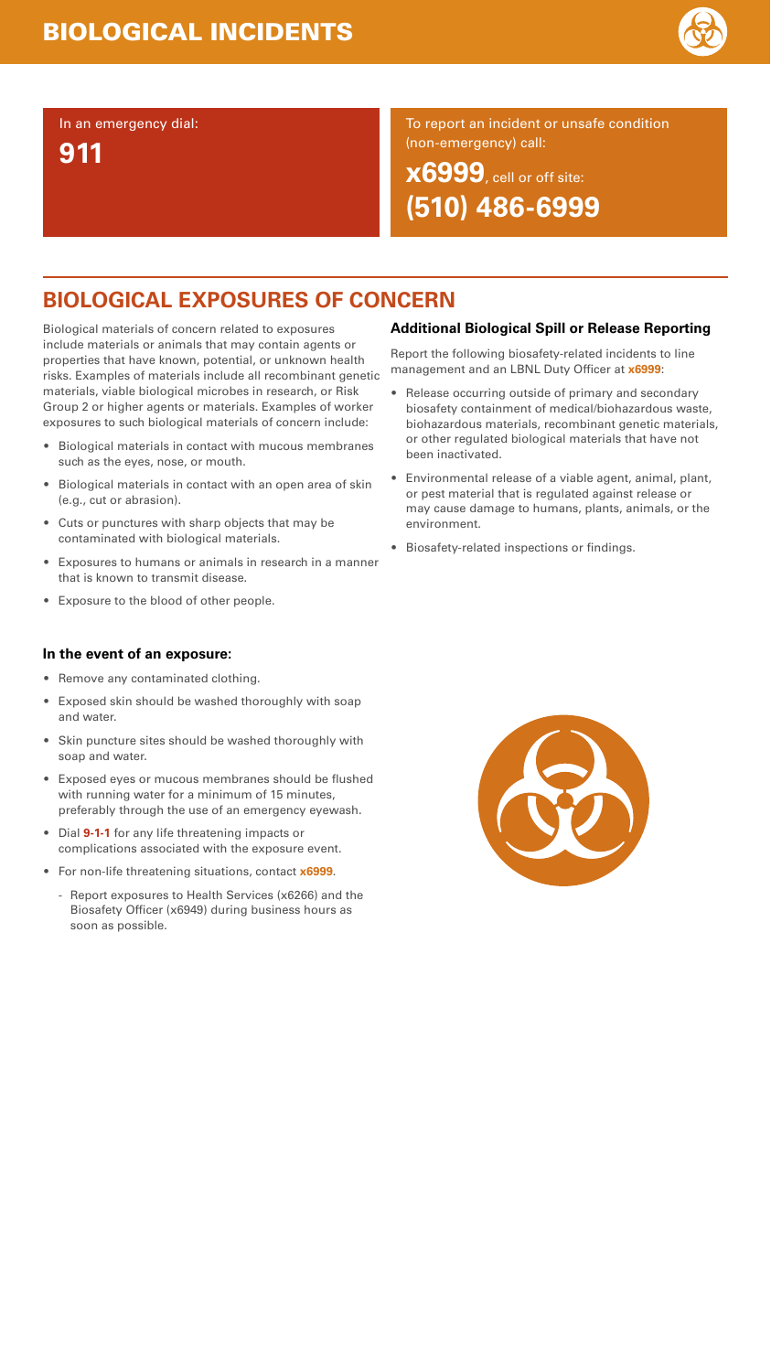# BIOLOGICAL INCIDENTS

In an emergency dial:

**911**

To report an incident or unsafe condition (non-emergency) call:

**x6999**, cell or off site: **(510) 486-6999**

## BIOLOGICAL EXPOSURES OF CONCERN

Biological materials of concern related to exposures include materials or animals that may contain agents or properties that have known, potential, or unknown health risks. Examples of materials include all recombinant genetic materials, viable biological microbes in research, or Risk Group 2 or higher agents or materials. Examples of worker exposures to such biological materials of concern include:

- Biological materials in contact with mucous membranes such as the eyes, nose, or mouth.
- Biological materials in contact with an open area of skin (e.g., cut or abrasion).
- Cuts or punctures with sharp objects that may be contaminated with biological materials.
- Exposures to humans or animals in research in a manner that is known to transmit disease.
- Exposure to the blood of other people.

### In the event of an exposure:

- Remove any contaminated clothing.
- Exposed skin should be washed thoroughly with soap and water.
- Skin puncture sites should be washed thoroughly with soap and water.
- Exposed eyes or mucous membranes should be flushed with running water for a minimum of 15 minutes, preferably through the use of an emergency eyewash.
- Dial **9-1-1** for any life threatening impacts or complications associated with the exposure event.
- For non-life threatening situations, contact **x6999**.
  - Report exposures to Health Services (x6266) and the Biosafety Officer (x6949) during business hours as soon as possible.

### Additional Biological Spill or Release Reporting

Report the following biosafety-related incidents to line management and an LBNL Duty Officer at **x6999**:

- Release occurring outside of primary and secondary biosafety containment of medical/biohazardous waste, biohazardous materials, recombinant genetic materials, or other regulated biological materials that have not been inactivated.
- Environmental release of a viable agent, animal, plant, or pest material that is regulated against release or may cause damage to humans, plants, animals, or the environment.
- Biosafety-related inspections or findings.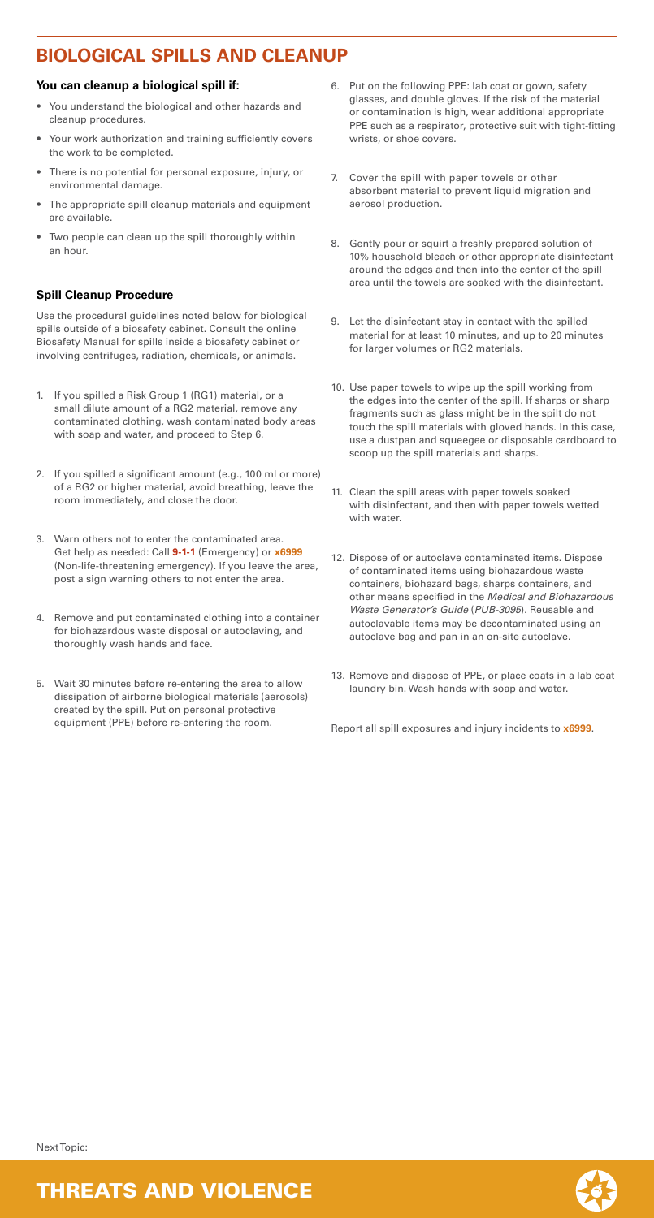# BIOLOGICAL SPILLS AND CLEANUP

**You can cleanup a biological spill if:**

- You understand the biological and other hazards and cleanup procedures.
- Your work authorization and training sufficiently covers the work to be completed.
- There is no potential for personal exposure, injury, or environmental damage.
- The appropriate spill cleanup materials and equipment are available.
- Two people can clean up the spill thoroughly within an hour.

### Spill Cleanup Procedure

Use the procedural guidelines noted below for biological spills outside of a biosafety cabinet. Consult the online Biosafety Manual for spills inside a biosafety cabinet or involving centrifuges, radiation, chemicals, or animals.

1. If you spilled a Risk Group 1 (RG1) material, or a small dilute amount of a RG2 material, remove any contaminated clothing, wash contaminated body areas with soap and water, and proceed to Step 6.
2. If you spilled a significant amount (e.g., 100 ml or more) of a RG2 or higher material, avoid breathing, leave the room immediately, and close the door.
3. Warn others not to enter the contaminated area. Get help as needed: Call **9-1-1** (Emergency) or **x6999** (Non-life-threatening emergency). If you leave the area, post a sign warning others to not enter the area.
4. Remove and put contaminated clothing into a container for biohazardous waste disposal or autoclaving, and thoroughly wash hands and face.
5. Wait 30 minutes before re-entering the area to allow dissipation of airborne biological materials (aerosols) created by the spill. Put on personal protective equipment (PPE) before re-entering the room.
6. Put on the following PPE: lab coat or gown, safety glasses, and double gloves. If the risk of the material or contamination is high, wear additional appropriate PPE such as a respirator, protective suit with tight-fitting wrists, or shoe covers.
7. Cover the spill with paper towels or other absorbent material to prevent liquid migration and aerosol production.
8. Gently pour or squirt a freshly prepared solution of 10% household bleach or other appropriate disinfectant around the edges and then into the center of the spill area until the towels are soaked with the disinfectant.
9. Let the disinfectant stay in contact with the spilled material for at least 10 minutes, and up to 20 minutes for larger volumes or RG2 materials.
10. Use paper towels to wipe up the spill working from the edges into the center of the spill. If sharps or sharp fragments such as glass might be in the spilt do not touch the spill materials with gloved hands. In this case, use a dustpan and squeegee or disposable cardboard to scoop up the spill materials and sharps.
11. Clean the spill areas with paper towels soaked with disinfectant, and then with paper towels wetted with water.
12. Dispose of or autoclave contaminated items. Dispose of contaminated items using biohazardous waste containers, biohazard bags, sharps containers, and other means specified in the *Medical and Biohazardous Waste Generator's Guide* (*PUB-3095*). Reusable and autoclavable items may be decontaminated using an autoclave bag and pan in an on-site autoclave.
13. Remove and dispose of PPE, or place coats in a lab coat laundry bin. Wash hands with soap and water.

Report all spill exposures and injury incidents to **x6999**.

Next Topic:

## THREATS AND VIOLENCE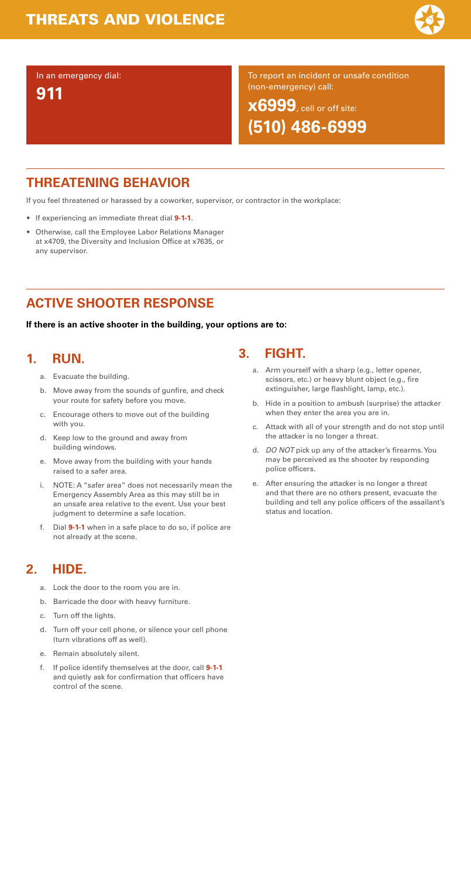# THREATS AND VIOLENCE

In an emergency dial:

**911**

To report an incident or unsafe condition (non-emergency) call:

**x6999**, cell or off site: **(510) 486-6999**

## THREATENING BEHAVIOR

If you feel threatened or harassed by a coworker, supervisor, or contractor in the workplace:

- If experiencing an immediate threat dial **9-1-1**.
- Otherwise, call the Employee Labor Relations Manager at x4709, the Diversity and Inclusion Office at x7635, or any supervisor.

## ACTIVE SHOOTER RESPONSE

**If there is an active shooter in the building, your options are to:**

### 1. RUN.

a. Evacuate the building.

b. Move away from the sounds of gunfire, and check your route for safety before you move.

c. Encourage others to move out of the building with you.

d. Keep low to the ground and away from building windows.

e. Move away from the building with your hands raised to a safer area.

i. NOTE: A "safer area" does not necessarily mean the Emergency Assembly Area as this may still be in an unsafe area relative to the event. Use your best judgment to determine a safe location.

f. Dial **9-1-1** when in a safe place to do so, if police are not already at the scene.

### 2. HIDE.

a. Lock the door to the room you are in.

b. Barricade the door with heavy furniture.

c. Turn off the lights.

d. Turn off your cell phone, or silence your cell phone (turn vibrations off as well).

e. Remain absolutely silent.

f. If police identify themselves at the door, call **9-1-1** and quietly ask for confirmation that officers have control of the scene.

### 3. FIGHT.

a. Arm yourself with a sharp (e.g., letter opener, scissors, etc.) or heavy blunt object (e.g., fire extinguisher, large flashlight, lamp, etc.).

b. Hide in a position to ambush (surprise) the attacker when they enter the area you are in.

c. Attack with all of your strength and do not stop until the attacker is no longer a threat.

d. *DO NOT* pick up any of the attacker's firearms. You may be perceived as the shooter by responding police officers.

e. After ensuring the attacker is no longer a threat and that there are no others present, evacuate the building and tell any police officers of the assailant's status and location.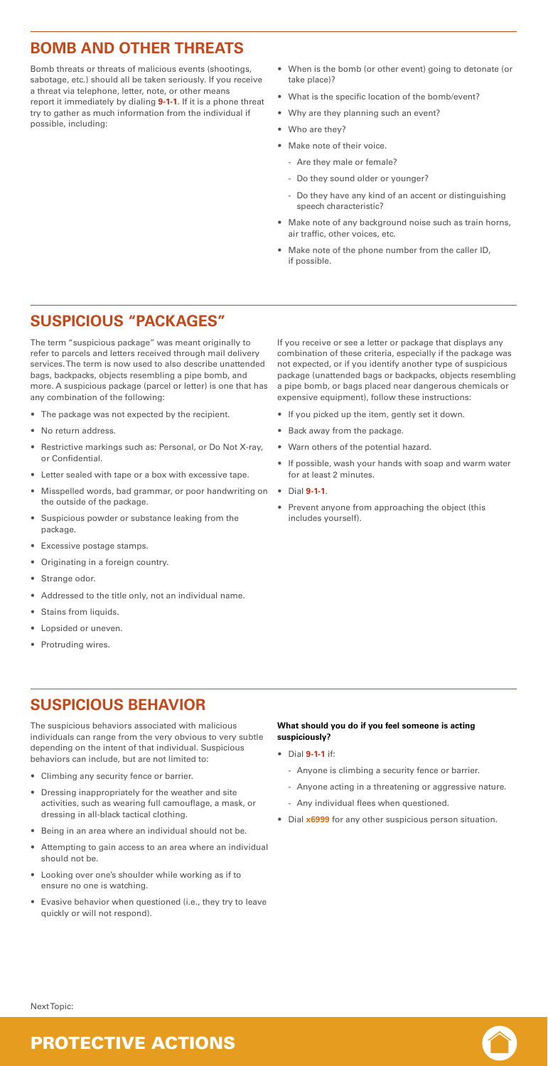## BOMB AND OTHER THREATS

Bomb threats or threats of malicious events (shootings, sabotage, etc.) should all be taken seriously. If you receive a threat via telephone, letter, note, or other means report it immediately by dialing **9-1-1**. If it is a phone threat try to gather as much information from the individual if possible, including:

- When is the bomb (or other event) going to detonate (or take place)?
- What is the specific location of the bomb/event?
- Why are they planning such an event?
- Who are they?
- Make note of their voice.
  - Are they male or female?
  - Do they sound older or younger?
  - Do they have any kind of an accent or distinguishing speech characteristic?
- Make note of any background noise such as train horns, air traffic, other voices, etc.
- Make note of the phone number from the caller ID, if possible.

## SUSPICIOUS "PACKAGES"

The term "suspicious package" was meant originally to refer to parcels and letters received through mail delivery services. The term is now used to also describe unattended bags, backpacks, objects resembling a pipe bomb, and more. A suspicious package (parcel or letter) is one that has any combination of the following:

- The package was not expected by the recipient.
- No return address.
- Restrictive markings such as: Personal, or Do Not X-ray, or Confidential.
- Letter sealed with tape or a box with excessive tape.
- Misspelled words, bad grammar, or poor handwriting on the outside of the package.
- Suspicious powder or substance leaking from the package.
- Excessive postage stamps.
- Originating in a foreign country.
- Strange odor.
- Addressed to the title only, not an individual name.
- Stains from liquids.
- Lopsided or uneven.
- Protruding wires.

If you receive or see a letter or package that displays any combination of these criteria, especially if the package was not expected, or if you identify another type of suspicious package (unattended bags or backpacks, objects resembling a pipe bomb, or bags placed near dangerous chemicals or expensive equipment), follow these instructions:

- If you picked up the item, gently set it down.
- Back away from the package.
- Warn others of the potential hazard.
- If possible, wash your hands with soap and warm water for at least 2 minutes.
- Dial **9-1-1**.
- Prevent anyone from approaching the object (this includes yourself).

## SUSPICIOUS BEHAVIOR

The suspicious behaviors associated with malicious individuals can range from the very obvious to very subtle depending on the intent of that individual. Suspicious behaviors can include, but are not limited to:

- Climbing any security fence or barrier.
- Dressing inappropriately for the weather and site activities, such as wearing full camouflage, a mask, or dressing in all-black tactical clothing.
- Being in an area where an individual should not be.
- Attempting to gain access to an area where an individual should not be.
- Looking over one's shoulder while working as if to ensure no one is watching.
- Evasive behavior when questioned (i.e., they try to leave quickly or will not respond).

**What should you do if you feel someone is acting suspiciously?**

- Dial **9-1-1** if:
  - Anyone is climbing a security fence or barrier.
  - Anyone acting in a threatening or aggressive nature.
  - Any individual flees when questioned.
- Dial **x6999** for any other suspicious person situation.

Next Topic:

## PROTECTIVE ACTIONS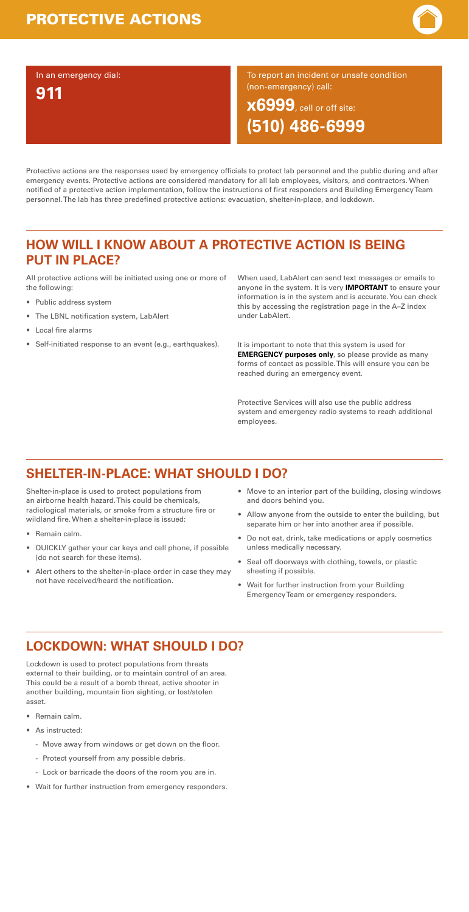# PROTECTIVE ACTIONS

In an emergency dial:

**911**

To report an incident or unsafe condition (non-emergency) call:

**x6999**, cell or off site: **(510) 486-6999**

Protective actions are the responses used by emergency officials to protect lab personnel and the public during and after emergency events. Protective actions are considered mandatory for all lab employees, visitors, and contractors. When notified of a protective action implementation, follow the instructions of first responders and Building Emergency Team personnel. The lab has three predefined protective actions: evacuation, shelter-in-place, and lockdown.

## HOW WILL I KNOW ABOUT A PROTECTIVE ACTION IS BEING PUT IN PLACE?

All protective actions will be initiated using one or more of the following:

- Public address system
- The LBNL notification system, LabAlert
- Local fire alarms
- Self-initiated response to an event (e.g., earthquakes).

When used, LabAlert can send text messages or emails to anyone in the system. It is very **IMPORTANT** to ensure your information is in the system and is accurate. You can check this by accessing the registration page in the A–Z index under LabAlert.

It is important to note that this system is used for **EMERGENCY purposes only**, so please provide as many forms of contact as possible. This will ensure you can be reached during an emergency event.

Protective Services will also use the public address system and emergency radio systems to reach additional employees.

## SHELTER-IN-PLACE: WHAT SHOULD I DO?

Shelter-in-place is used to protect populations from an airborne health hazard. This could be chemicals, radiological materials, or smoke from a structure fire or wildland fire. When a shelter-in-place is issued:

- Remain calm.
- QUICKLY gather your car keys and cell phone, if possible (do not search for these items).
- Alert others to the shelter-in-place order in case they may not have received/heard the notification.
- Move to an interior part of the building, closing windows and doors behind you.
- Allow anyone from the outside to enter the building, but separate him or her into another area if possible.
- Do not eat, drink, take medications or apply cosmetics unless medically necessary.
- Seal off doorways with clothing, towels, or plastic sheeting if possible.
- Wait for further instruction from your Building Emergency Team or emergency responders.

## LOCKDOWN: WHAT SHOULD I DO?

Lockdown is used to protect populations from threats external to their building, or to maintain control of an area. This could be a result of a bomb threat, active shooter in another building, mountain lion sighting, or lost/stolen asset.

- Remain calm.
- As instructed:
  - Move away from windows or get down on the floor.
  - Protect yourself from any possible debris.
  - Lock or barricade the doors of the room you are in.
- Wait for further instruction from emergency responders.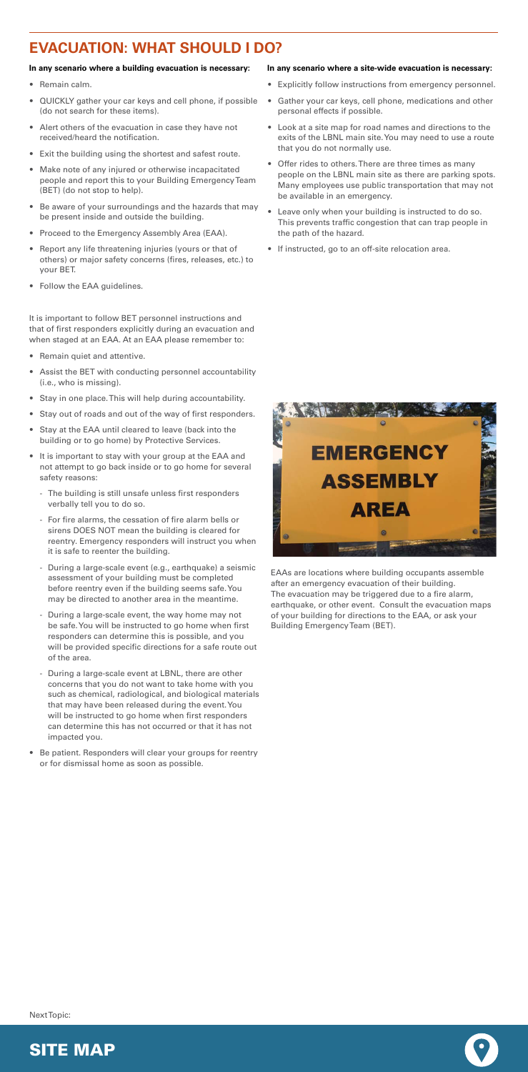## EVACUATION: WHAT SHOULD I DO?

**In any scenario where a building evacuation is necessary:**

- Remain calm.
- QUICKLY gather your car keys and cell phone, if possible (do not search for these items).
- Alert others of the evacuation in case they have not received/heard the notification.
- Exit the building using the shortest and safest route.
- Make note of any injured or otherwise incapacitated people and report this to your Building Emergency Team (BET) (do not stop to help).
- Be aware of your surroundings and the hazards that may be present inside and outside the building.
- Proceed to the Emergency Assembly Area (EAA).
- Report any life threatening injuries (yours or that of others) or major safety concerns (fires, releases, etc.) to your BET.
- Follow the EAA guidelines.

It is important to follow BET personnel instructions and that of first responders explicitly during an evacuation and when staged at an EAA. At an EAA please remember to:

- Remain quiet and attentive.
- Assist the BET with conducting personnel accountability (i.e., who is missing).
- Stay in one place. This will help during accountability.
- Stay out of roads and out of the way of first responders.
- Stay at the EAA until cleared to leave (back into the building or to go home) by Protective Services.
- It is important to stay with your group at the EAA and not attempt to go back inside or to go home for several safety reasons:
  - The building is still unsafe unless first responders verbally tell you to do so.
  - For fire alarms, the cessation of fire alarm bells or sirens DOES NOT mean the building is cleared for reentry. Emergency responders will instruct you when it is safe to reenter the building.
  - During a large-scale event (e.g., earthquake) a seismic assessment of your building must be completed before reentry even if the building seems safe. You may be directed to another area in the meantime.
  - During a large-scale event, the way home may not be safe. You will be instructed to go home when first responders can determine this is possible, and you will be provided specific directions for a safe route out of the area.
  - During a large-scale event at LBNL, there are other concerns that you do not want to take home with you such as chemical, radiological, and biological materials that may have been released during the event. You will be instructed to go home when first responders can determine this has not occurred or that it has not impacted you.
- Be patient. Responders will clear your groups for reentry or for dismissal home as soon as possible.

**In any scenario where a site-wide evacuation is necessary:**

- Explicitly follow instructions from emergency personnel.
- Gather your car keys, cell phone, medications and other personal effects if possible.
- Look at a site map for road names and directions to the exits of the LBNL main site. You may need to use a route that you do not normally use.
- Offer rides to others. There are three times as many people on the LBNL main site as there are parking spots. Many employees use public transportation that may not be available in an emergency.
- Leave only when your building is instructed to do so. This prevents traffic congestion that can trap people in the path of the hazard.
- If instructed, go to an off-site relocation area.

EMERGENCY ASSEMBLY AREA

EAAs are locations where building occupants assemble after an emergency evacuation of their building. The evacuation may be triggered due to a fire alarm, earthquake, or other event. Consult the evacuation maps of your building for directions to the EAA, or ask your Building Emergency Team (BET).

Next Topic:

**SITE MAP**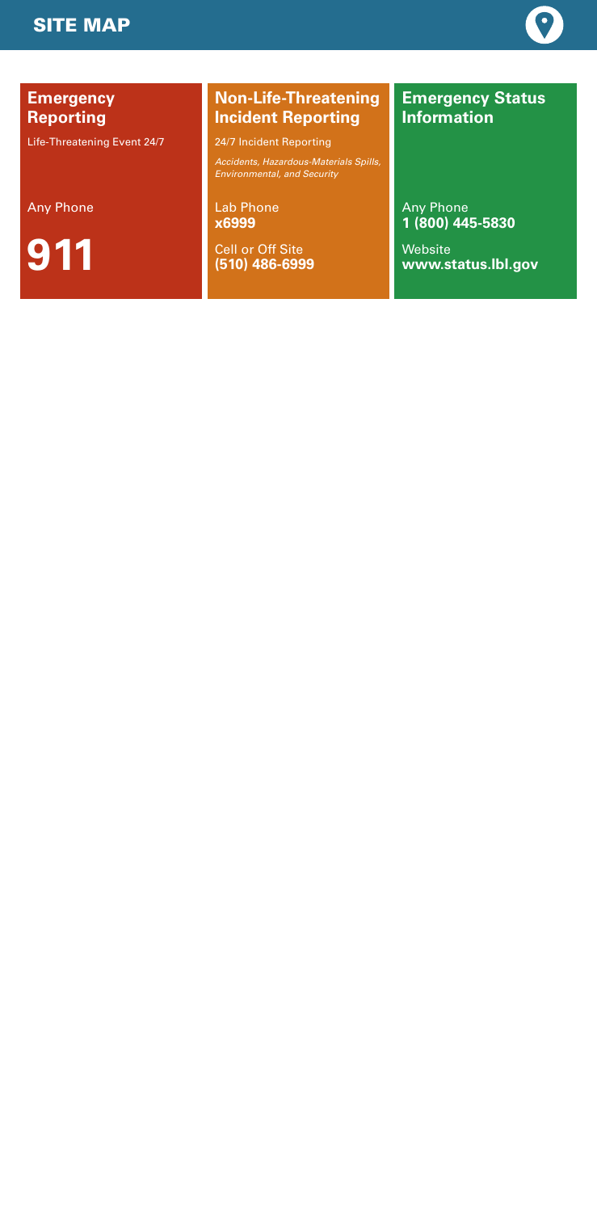# SITE MAP

## Emergency Reporting

Life-Threatening Event 24/7

Any Phone

**911**

## Non-Life-Threatening Incident Reporting

24/7 Incident Reporting

*Accidents, Hazardous-Materials Spills, Environmental, and Security*

Lab Phone
**x6999**

Cell or Off Site
**(510) 486-6999**

## Emergency Status Information

Any Phone
**1 (800) 445-5830**

Website
**www.status.lbl.gov**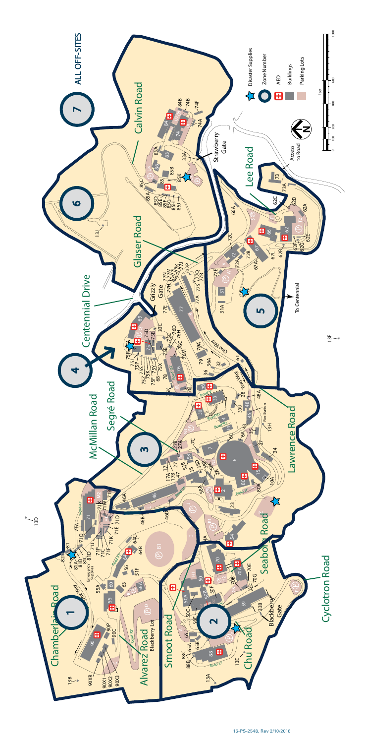ALL OFF-SITES

Disaster Supplies

Zone Number

AED

Buildings

Parking Lots

Feet

0 100 200 400 600 1000

Access to Road

Chamberlain Road

Alvarez Road

Blackberry Lot

Smoot Road

Chu Road

Blackberry Gate

Cyclotron Road

Seaborg Road

Lawrence Road

McMillan Road

Segré Road

Centennial Drive

Grizzly Gate

Glaser Road

Calvin Road

Strawberry Gate

Lee Road

To Centennial

Fire Station

Emergency Supplies

One Way

Two Way

16-PS-2548, Rev 2/10/2016